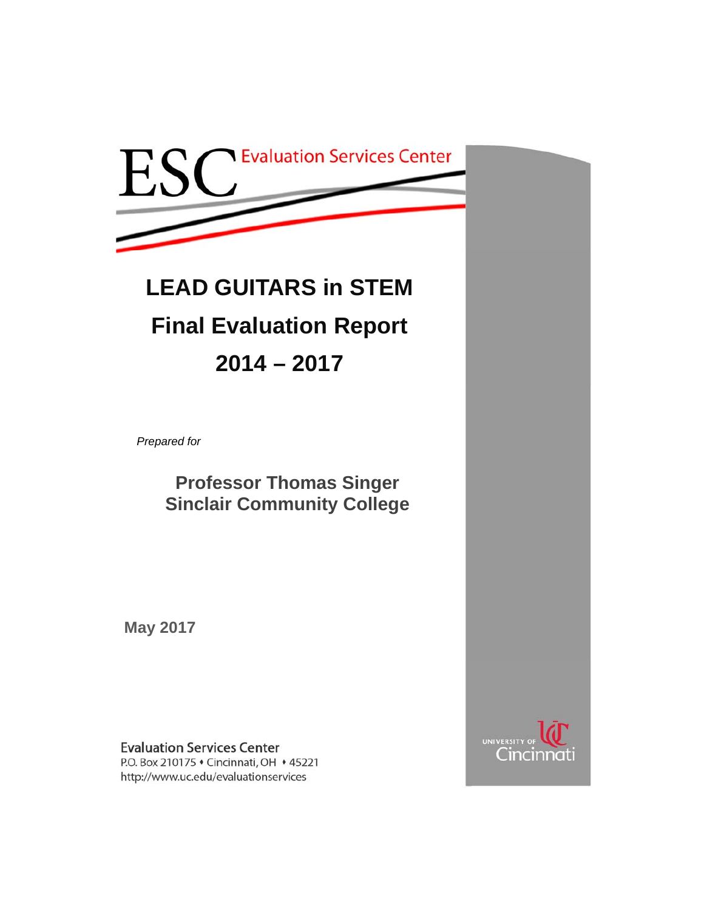ESC Evaluation Services Center

# LEAD GUITARS in STEM

# Final Evaluation Report

# 2014 – 2017

*Prepared for*

**Professor Thomas Singer**
**Sinclair Community College**

**May 2017**

Evaluation Services Center
P.O. Box 210175 • Cincinnati, OH • 45221
http://www.uc.edu/evaluationservices

UNIVERSITY OF Cincinnati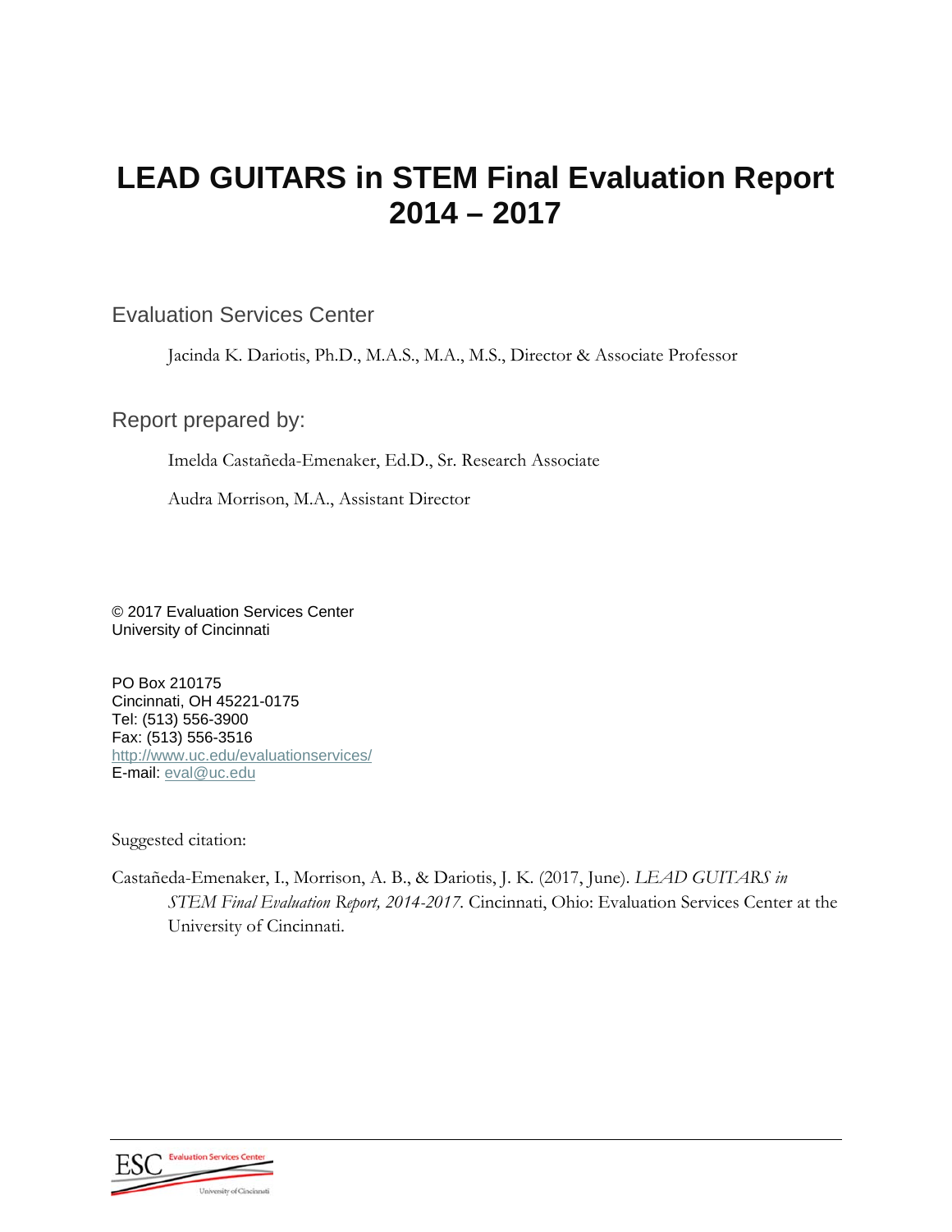# LEAD GUITARS in STEM Final Evaluation Report 2014 – 2017

## Evaluation Services Center

Jacinda K. Dariotis, Ph.D., M.A.S., M.A., M.S., Director & Associate Professor

## Report prepared by:

Imelda Castañeda-Emenaker, Ed.D., Sr. Research Associate

Audra Morrison, M.A., Assistant Director

© 2017 Evaluation Services Center
University of Cincinnati

PO Box 210175
Cincinnati, OH 45221-0175
Tel: (513) 556-3900
Fax: (513) 556-3516
http://www.uc.edu/evaluationservices/
E-mail: eval@uc.edu

Suggested citation:

Castañeda-Emenaker, I., Morrison, A. B., & Dariotis, J. K. (2017, June). *LEAD GUITARS in STEM Final Evaluation Report, 2014-2017.* Cincinnati, Ohio: Evaluation Services Center at the University of Cincinnati.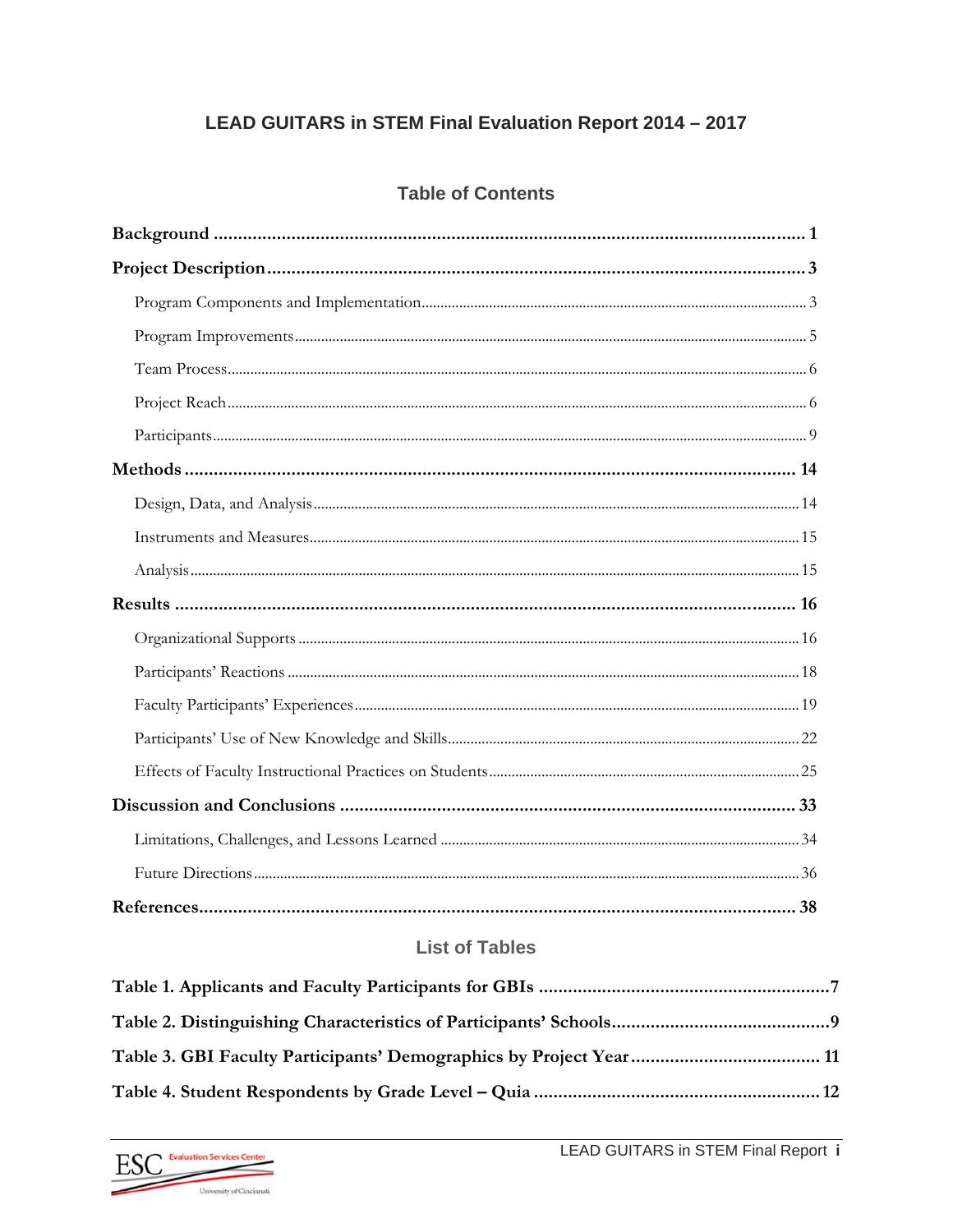# LEAD GUITARS in STEM Final Evaluation Report 2014 – 2017

## Table of Contents

**Background** .......... **1**

**Project Description** .......... **3**

Program Components and Implementation .......... 3

Program Improvements .......... 5

Team Process .......... 6

Project Reach .......... 6

Participants .......... 9

**Methods** .......... **14**

Design, Data, and Analysis .......... 14

Instruments and Measures .......... 15

Analysis .......... 15

**Results** .......... **16**

Organizational Supports .......... 16

Participants' Reactions .......... 18

Faculty Participants' Experiences .......... 19

Participants' Use of New Knowledge and Skills .......... 22

Effects of Faculty Instructional Practices on Students .......... 25

**Discussion and Conclusions** .......... **33**

Limitations, Challenges, and Lessons Learned .......... 34

Future Directions .......... 36

**References** .......... **38**

## List of Tables

**Table 1. Applicants and Faculty Participants for GBIs** .......... **7**

**Table 2. Distinguishing Characteristics of Participants' Schools** .......... **9**

**Table 3. GBI Faculty Participants' Demographics by Project Year** .......... **11**

**Table 4. Student Respondents by Grade Level – Quia** .......... **12**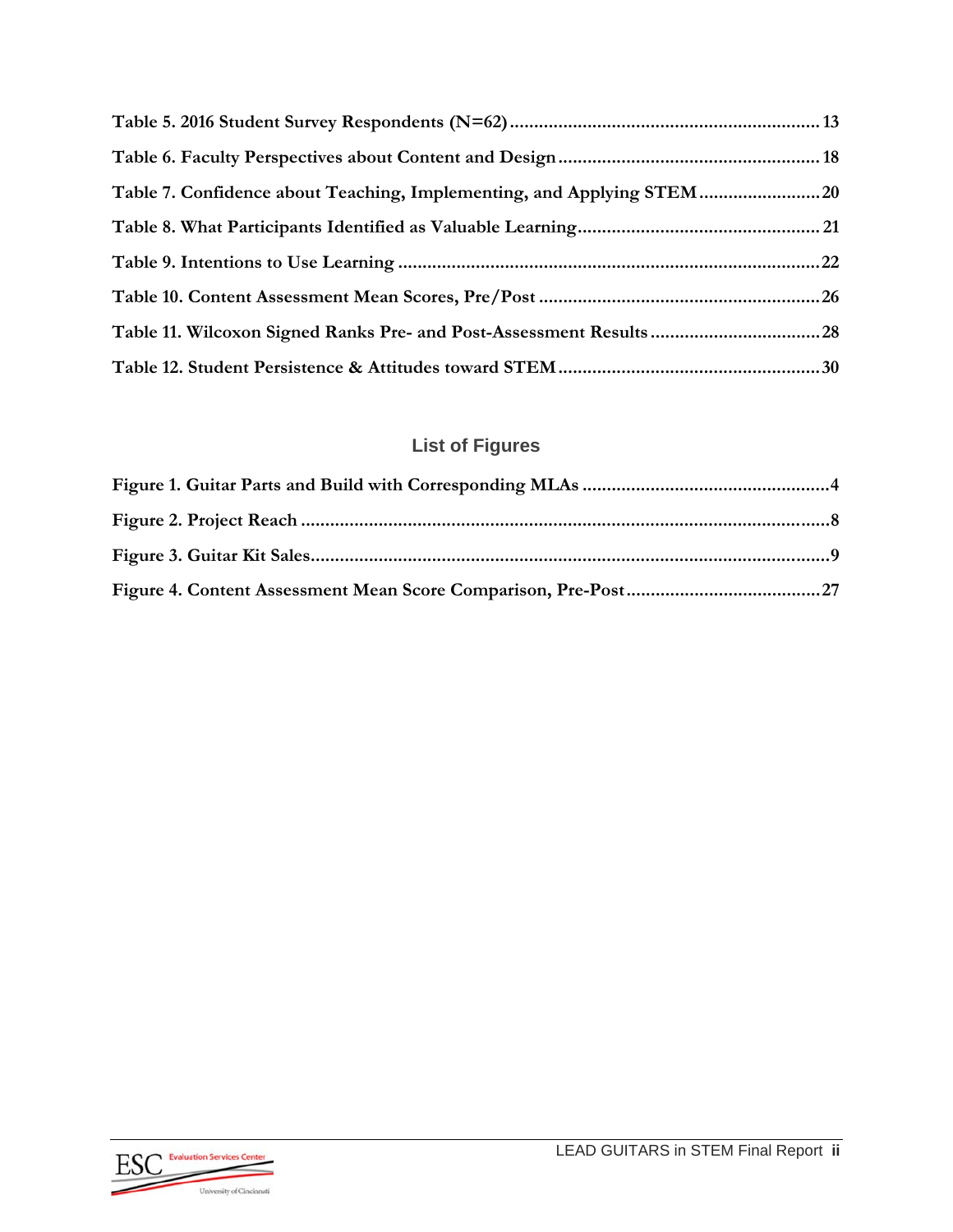**Table 5. 2016 Student Survey Respondents (N=62)** ........................................................ 13

**Table 6. Faculty Perspectives about Content and Design** ........................................................ 18

**Table 7. Confidence about Teaching, Implementing, and Applying STEM** ........................................................ 20

**Table 8. What Participants Identified as Valuable Learning** ........................................................ 21

**Table 9. Intentions to Use Learning** ........................................................ 22

**Table 10. Content Assessment Mean Scores, Pre/Post** ........................................................ 26

**Table 11. Wilcoxon Signed Ranks Pre- and Post-Assessment Results** ........................................................ 28

**Table 12. Student Persistence & Attitudes toward STEM** ........................................................ 30

## List of Figures

**Figure 1. Guitar Parts and Build with Corresponding MLAs** ........................................................ 4

**Figure 2. Project Reach** ........................................................ 8

**Figure 3. Guitar Kit Sales** ........................................................ 9

**Figure 4. Content Assessment Mean Score Comparison, Pre-Post** ........................................................ 27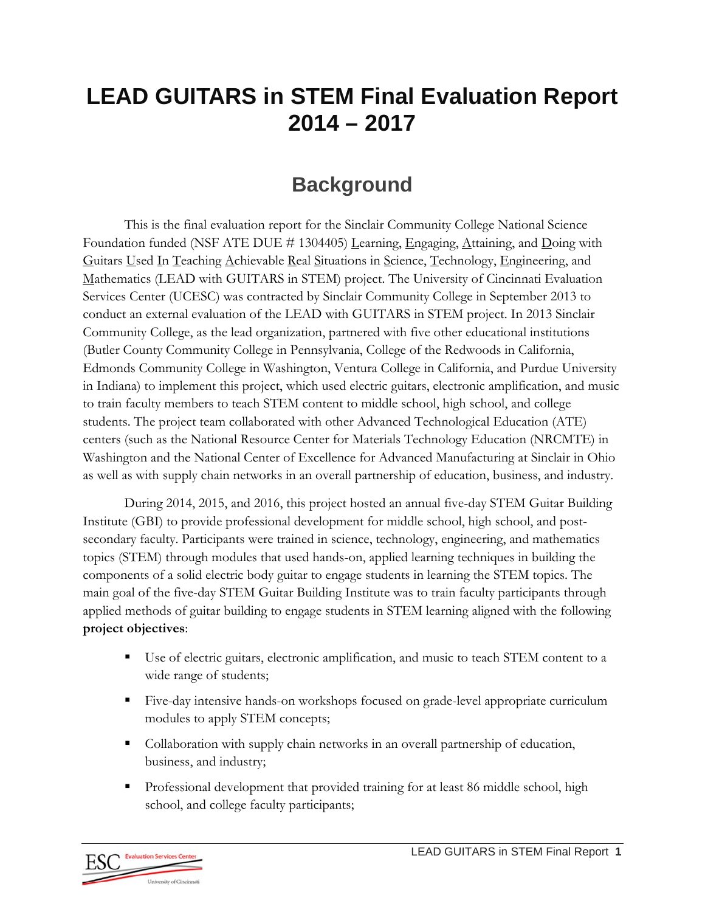# LEAD GUITARS in STEM Final Evaluation Report 2014 – 2017

## Background

This is the final evaluation report for the Sinclair Community College National Science Foundation funded (NSF ATE DUE # 1304405) Learning, Engaging, Attaining, and Doing with Guitars Used In Teaching Achievable Real Situations in Science, Technology, Engineering, and Mathematics (LEAD with GUITARS in STEM) project. The University of Cincinnati Evaluation Services Center (UCESC) was contracted by Sinclair Community College in September 2013 to conduct an external evaluation of the LEAD with GUITARS in STEM project. In 2013 Sinclair Community College, as the lead organization, partnered with five other educational institutions (Butler County Community College in Pennsylvania, College of the Redwoods in California, Edmonds Community College in Washington, Ventura College in California, and Purdue University in Indiana) to implement this project, which used electric guitars, electronic amplification, and music to train faculty members to teach STEM content to middle school, high school, and college students. The project team collaborated with other Advanced Technological Education (ATE) centers (such as the National Resource Center for Materials Technology Education (NRCMTE) in Washington and the National Center of Excellence for Advanced Manufacturing at Sinclair in Ohio as well as with supply chain networks in an overall partnership of education, business, and industry.

During 2014, 2015, and 2016, this project hosted an annual five-day STEM Guitar Building Institute (GBI) to provide professional development for middle school, high school, and post-secondary faculty. Participants were trained in science, technology, engineering, and mathematics topics (STEM) through modules that used hands-on, applied learning techniques in building the components of a solid electric body guitar to engage students in learning the STEM topics. The main goal of the five-day STEM Guitar Building Institute was to train faculty participants through applied methods of guitar building to engage students in STEM learning aligned with the following **project objectives**:

- Use of electric guitars, electronic amplification, and music to teach STEM content to a wide range of students;
- Five-day intensive hands-on workshops focused on grade-level appropriate curriculum modules to apply STEM concepts;
- Collaboration with supply chain networks in an overall partnership of education, business, and industry;
- Professional development that provided training for at least 86 middle school, high school, and college faculty participants;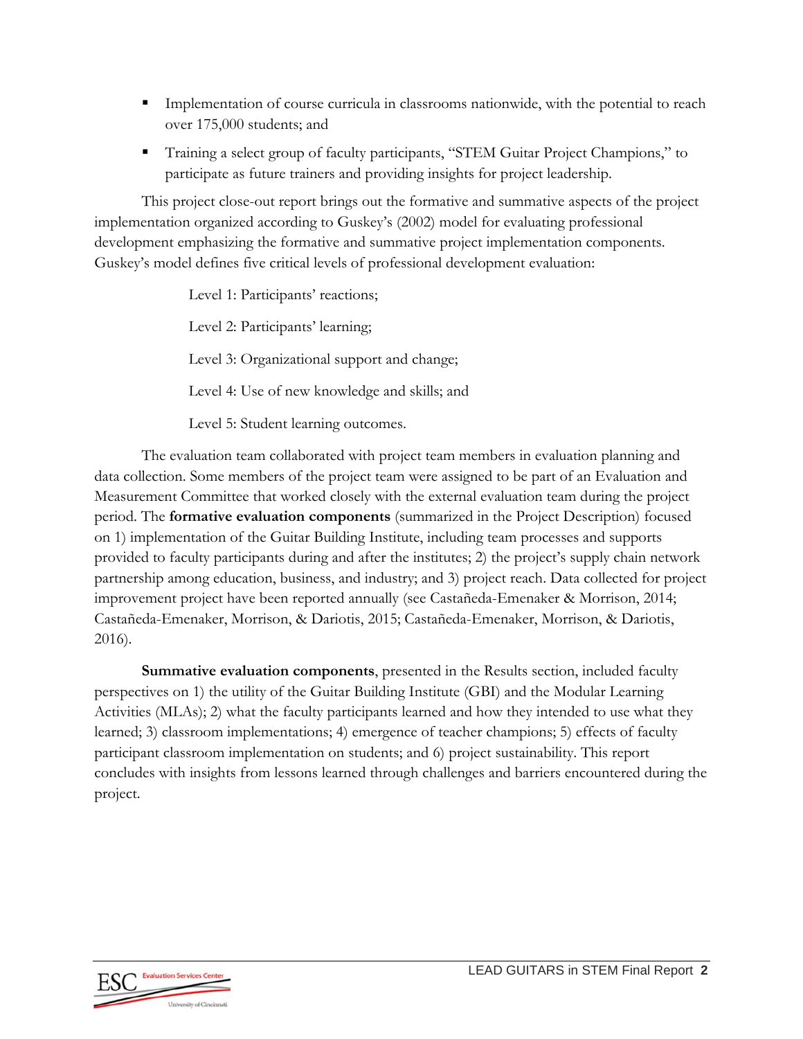- Implementation of course curricula in classrooms nationwide, with the potential to reach over 175,000 students; and
- Training a select group of faculty participants, "STEM Guitar Project Champions," to participate as future trainers and providing insights for project leadership.

This project close-out report brings out the formative and summative aspects of the project implementation organized according to Guskey's (2002) model for evaluating professional development emphasizing the formative and summative project implementation components. Guskey's model defines five critical levels of professional development evaluation:

Level 1: Participants' reactions;

Level 2: Participants' learning;

Level 3: Organizational support and change;

Level 4: Use of new knowledge and skills; and

Level 5: Student learning outcomes.

The evaluation team collaborated with project team members in evaluation planning and data collection. Some members of the project team were assigned to be part of an Evaluation and Measurement Committee that worked closely with the external evaluation team during the project period. The **formative evaluation components** (summarized in the Project Description) focused on 1) implementation of the Guitar Building Institute, including team processes and supports provided to faculty participants during and after the institutes; 2) the project's supply chain network partnership among education, business, and industry; and 3) project reach. Data collected for project improvement project have been reported annually (see Castañeda-Emenaker & Morrison, 2014; Castañeda-Emenaker, Morrison, & Dariotis, 2015; Castañeda-Emenaker, Morrison, & Dariotis, 2016).

**Summative evaluation components**, presented in the Results section, included faculty perspectives on 1) the utility of the Guitar Building Institute (GBI) and the Modular Learning Activities (MLAs); 2) what the faculty participants learned and how they intended to use what they learned; 3) classroom implementations; 4) emergence of teacher champions; 5) effects of faculty participant classroom implementation on students; and 6) project sustainability. This report concludes with insights from lessons learned through challenges and barriers encountered during the project.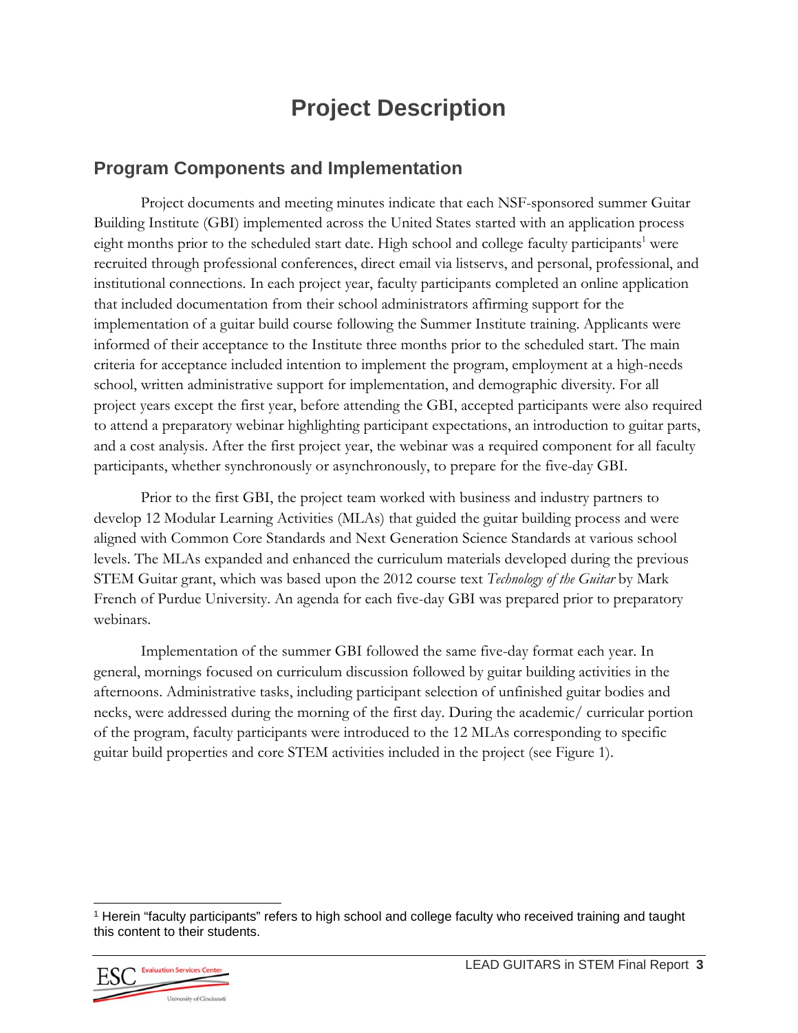# Project Description

## Program Components and Implementation

Project documents and meeting minutes indicate that each NSF-sponsored summer Guitar Building Institute (GBI) implemented across the United States started with an application process eight months prior to the scheduled start date. High school and college faculty participants[1] were recruited through professional conferences, direct email via listservs, and personal, professional, and institutional connections. In each project year, faculty participants completed an online application that included documentation from their school administrators affirming support for the implementation of a guitar build course following the Summer Institute training. Applicants were informed of their acceptance to the Institute three months prior to the scheduled start. The main criteria for acceptance included intention to implement the program, employment at a high-needs school, written administrative support for implementation, and demographic diversity. For all project years except the first year, before attending the GBI, accepted participants were also required to attend a preparatory webinar highlighting participant expectations, an introduction to guitar parts, and a cost analysis. After the first project year, the webinar was a required component for all faculty participants, whether synchronously or asynchronously, to prepare for the five-day GBI.

Prior to the first GBI, the project team worked with business and industry partners to develop 12 Modular Learning Activities (MLAs) that guided the guitar building process and were aligned with Common Core Standards and Next Generation Science Standards at various school levels. The MLAs expanded and enhanced the curriculum materials developed during the previous STEM Guitar grant, which was based upon the 2012 course text *Technology of the Guitar* by Mark French of Purdue University. An agenda for each five-day GBI was prepared prior to preparatory webinars.

Implementation of the summer GBI followed the same five-day format each year. In general, mornings focused on curriculum discussion followed by guitar building activities in the afternoons. Administrative tasks, including participant selection of unfinished guitar bodies and necks, were addressed during the morning of the first day. During the academic/ curricular portion of the program, faculty participants were introduced to the 12 MLAs corresponding to specific guitar build properties and core STEM activities included in the project (see Figure 1).

[1] Herein "faculty participants" refers to high school and college faculty who received training and taught this content to their students.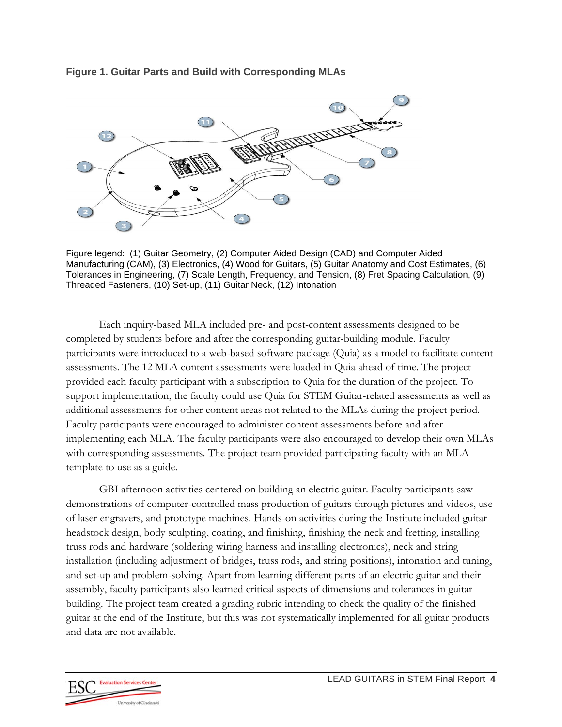**Figure 1. Guitar Parts and Build with Corresponding MLAs**

Figure legend: (1) Guitar Geometry, (2) Computer Aided Design (CAD) and Computer Aided Manufacturing (CAM), (3) Electronics, (4) Wood for Guitars, (5) Guitar Anatomy and Cost Estimates, (6) Tolerances in Engineering, (7) Scale Length, Frequency, and Tension, (8) Fret Spacing Calculation, (9) Threaded Fasteners, (10) Set-up, (11) Guitar Neck, (12) Intonation

Each inquiry-based MLA included pre- and post-content assessments designed to be completed by students before and after the corresponding guitar-building module. Faculty participants were introduced to a web-based software package (Quia) as a model to facilitate content assessments. The 12 MLA content assessments were loaded in Quia ahead of time. The project provided each faculty participant with a subscription to Quia for the duration of the project. To support implementation, the faculty could use Quia for STEM Guitar-related assessments as well as additional assessments for other content areas not related to the MLAs during the project period. Faculty participants were encouraged to administer content assessments before and after implementing each MLA. The faculty participants were also encouraged to develop their own MLAs with corresponding assessments. The project team provided participating faculty with an MLA template to use as a guide.

GBI afternoon activities centered on building an electric guitar. Faculty participants saw demonstrations of computer-controlled mass production of guitars through pictures and videos, use of laser engravers, and prototype machines. Hands-on activities during the Institute included guitar headstock design, body sculpting, coating, and finishing, finishing the neck and fretting, installing truss rods and hardware (soldering wiring harness and installing electronics), neck and string installation (including adjustment of bridges, truss rods, and string positions), intonation and tuning, and set-up and problem-solving. Apart from learning different parts of an electric guitar and their assembly, faculty participants also learned critical aspects of dimensions and tolerances in guitar building. The project team created a grading rubric intending to check the quality of the finished guitar at the end of the Institute, but this was not systematically implemented for all guitar products and data are not available.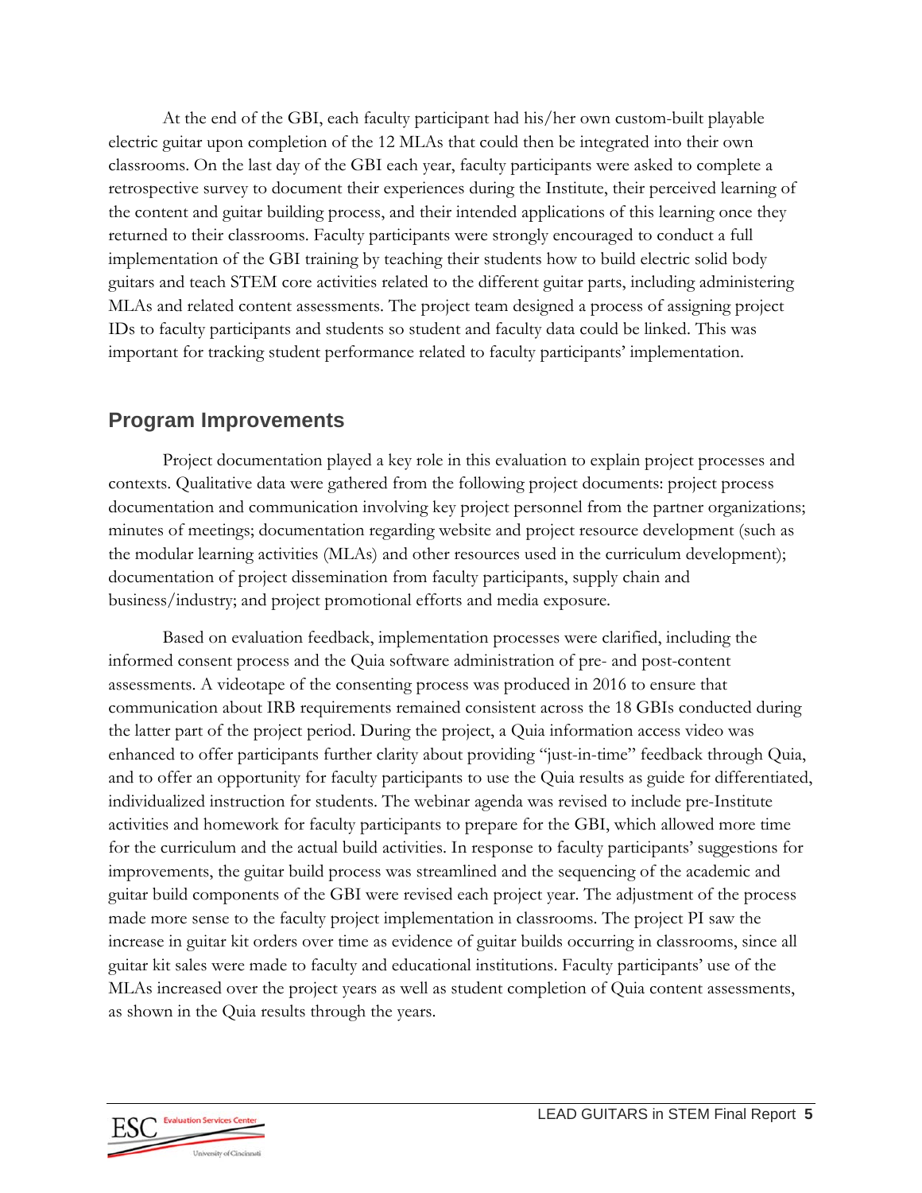At the end of the GBI, each faculty participant had his/her own custom-built playable electric guitar upon completion of the 12 MLAs that could then be integrated into their own classrooms. On the last day of the GBI each year, faculty participants were asked to complete a retrospective survey to document their experiences during the Institute, their perceived learning of the content and guitar building process, and their intended applications of this learning once they returned to their classrooms. Faculty participants were strongly encouraged to conduct a full implementation of the GBI training by teaching their students how to build electric solid body guitars and teach STEM core activities related to the different guitar parts, including administering MLAs and related content assessments. The project team designed a process of assigning project IDs to faculty participants and students so student and faculty data could be linked. This was important for tracking student performance related to faculty participants' implementation.

## Program Improvements

Project documentation played a key role in this evaluation to explain project processes and contexts. Qualitative data were gathered from the following project documents: project process documentation and communication involving key project personnel from the partner organizations; minutes of meetings; documentation regarding website and project resource development (such as the modular learning activities (MLAs) and other resources used in the curriculum development); documentation of project dissemination from faculty participants, supply chain and business/industry; and project promotional efforts and media exposure.

Based on evaluation feedback, implementation processes were clarified, including the informed consent process and the Quia software administration of pre- and post-content assessments. A videotape of the consenting process was produced in 2016 to ensure that communication about IRB requirements remained consistent across the 18 GBIs conducted during the latter part of the project period. During the project, a Quia information access video was enhanced to offer participants further clarity about providing "just-in-time" feedback through Quia, and to offer an opportunity for faculty participants to use the Quia results as guide for differentiated, individualized instruction for students. The webinar agenda was revised to include pre-Institute activities and homework for faculty participants to prepare for the GBI, which allowed more time for the curriculum and the actual build activities. In response to faculty participants' suggestions for improvements, the guitar build process was streamlined and the sequencing of the academic and guitar build components of the GBI were revised each project year. The adjustment of the process made more sense to the faculty project implementation in classrooms. The project PI saw the increase in guitar kit orders over time as evidence of guitar builds occurring in classrooms, since all guitar kit sales were made to faculty and educational institutions. Faculty participants' use of the MLAs increased over the project years as well as student completion of Quia content assessments, as shown in the Quia results through the years.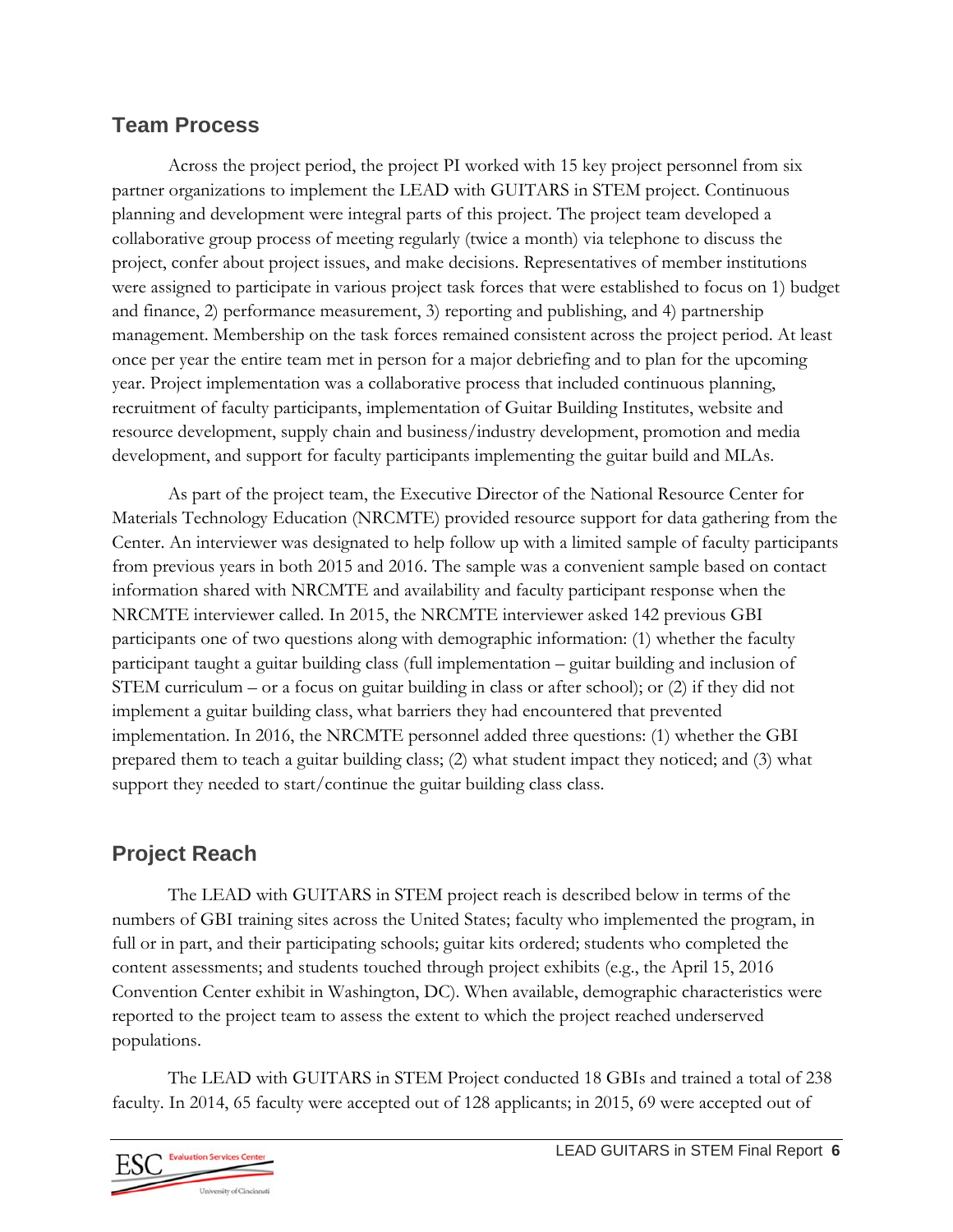## Team Process

Across the project period, the project PI worked with 15 key project personnel from six partner organizations to implement the LEAD with GUITARS in STEM project. Continuous planning and development were integral parts of this project. The project team developed a collaborative group process of meeting regularly (twice a month) via telephone to discuss the project, confer about project issues, and make decisions. Representatives of member institutions were assigned to participate in various project task forces that were established to focus on 1) budget and finance, 2) performance measurement, 3) reporting and publishing, and 4) partnership management. Membership on the task forces remained consistent across the project period. At least once per year the entire team met in person for a major debriefing and to plan for the upcoming year. Project implementation was a collaborative process that included continuous planning, recruitment of faculty participants, implementation of Guitar Building Institutes, website and resource development, supply chain and business/industry development, promotion and media development, and support for faculty participants implementing the guitar build and MLAs.

As part of the project team, the Executive Director of the National Resource Center for Materials Technology Education (NRCMTE) provided resource support for data gathering from the Center. An interviewer was designated to help follow up with a limited sample of faculty participants from previous years in both 2015 and 2016. The sample was a convenient sample based on contact information shared with NRCMTE and availability and faculty participant response when the NRCMTE interviewer called. In 2015, the NRCMTE interviewer asked 142 previous GBI participants one of two questions along with demographic information: (1) whether the faculty participant taught a guitar building class (full implementation – guitar building and inclusion of STEM curriculum – or a focus on guitar building in class or after school); or (2) if they did not implement a guitar building class, what barriers they had encountered that prevented implementation. In 2016, the NRCMTE personnel added three questions: (1) whether the GBI prepared them to teach a guitar building class; (2) what student impact they noticed; and (3) what support they needed to start/continue the guitar building class class.

## Project Reach

The LEAD with GUITARS in STEM project reach is described below in terms of the numbers of GBI training sites across the United States; faculty who implemented the program, in full or in part, and their participating schools; guitar kits ordered; students who completed the content assessments; and students touched through project exhibits (e.g., the April 15, 2016 Convention Center exhibit in Washington, DC). When available, demographic characteristics were reported to the project team to assess the extent to which the project reached underserved populations.

The LEAD with GUITARS in STEM Project conducted 18 GBIs and trained a total of 238 faculty. In 2014, 65 faculty were accepted out of 128 applicants; in 2015, 69 were accepted out of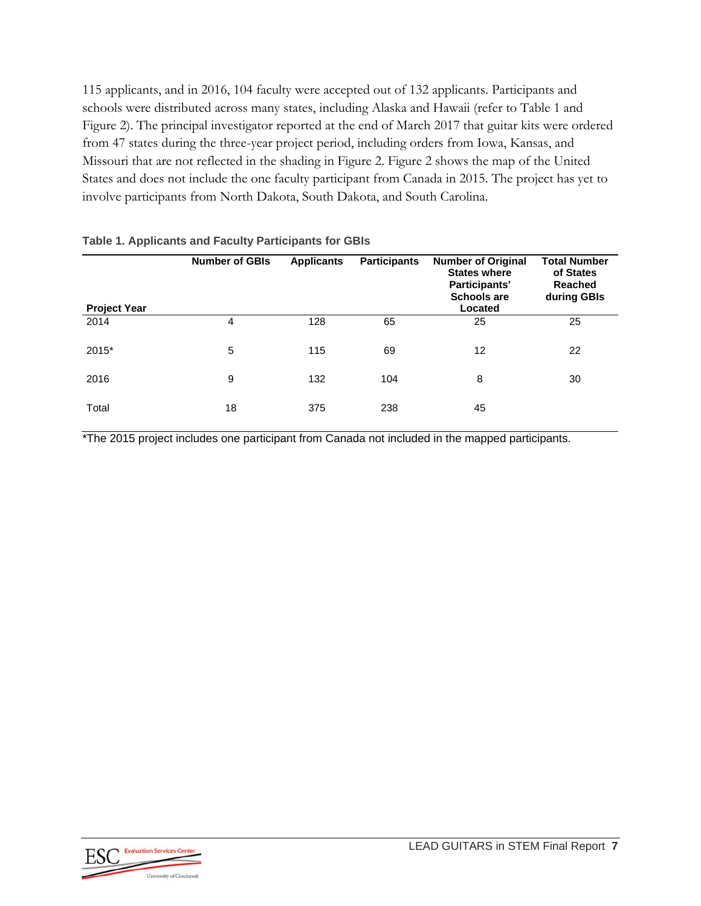115 applicants, and in 2016, 104 faculty were accepted out of 132 applicants. Participants and schools were distributed across many states, including Alaska and Hawaii (refer to Table 1 and Figure 2). The principal investigator reported at the end of March 2017 that guitar kits were ordered from 47 states during the three-year project period, including orders from Iowa, Kansas, and Missouri that are not reflected in the shading in Figure 2. Figure 2 shows the map of the United States and does not include the one faculty participant from Canada in 2015. The project has yet to involve participants from North Dakota, South Dakota, and South Carolina.

**Table 1. Applicants and Faculty Participants for GBIs**

| Project Year | Number of GBIs | Applicants | Participants | Number of Original States where Participants' Schools are Located | Total Number of States Reached during GBIs |
|---|---|---|---|---|---|
| 2014 | 4 | 128 | 65 | 25 | 25 |
| 2015* | 5 | 115 | 69 | 12 | 22 |
| 2016 | 9 | 132 | 104 | 8 | 30 |
| Total | 18 | 375 | 238 | 45 | |

*The 2015 project includes one participant from Canada not included in the mapped participants.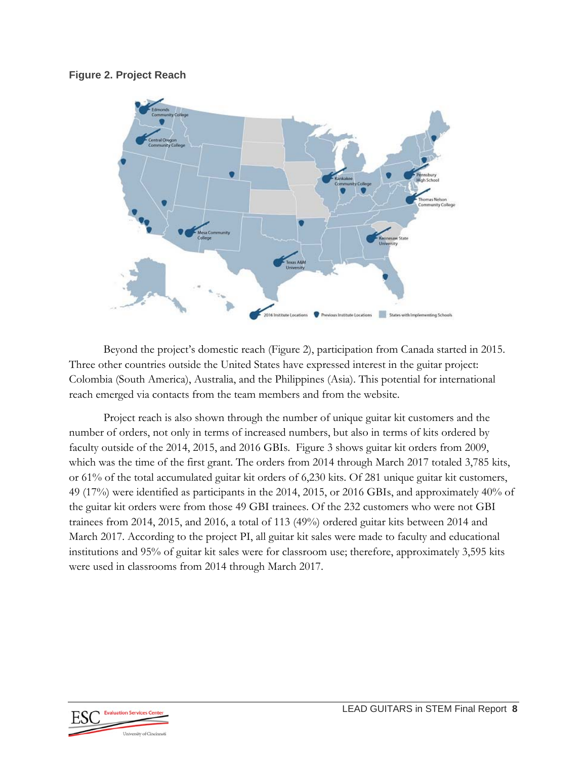**Figure 2. Project Reach**

Beyond the project's domestic reach (Figure 2), participation from Canada started in 2015. Three other countries outside the United States have expressed interest in the guitar project: Colombia (South America), Australia, and the Philippines (Asia). This potential for international reach emerged via contacts from the team members and from the website.

Project reach is also shown through the number of unique guitar kit customers and the number of orders, not only in terms of increased numbers, but also in terms of kits ordered by faculty outside of the 2014, 2015, and 2016 GBIs. Figure 3 shows guitar kit orders from 2009, which was the time of the first grant. The orders from 2014 through March 2017 totaled 3,785 kits, or 61% of the total accumulated guitar kit orders of 6,230 kits. Of 281 unique guitar kit customers, 49 (17%) were identified as participants in the 2014, 2015, or 2016 GBIs, and approximately 40% of the guitar kit orders were from those 49 GBI trainees. Of the 232 customers who were not GBI trainees from 2014, 2015, and 2016, a total of 113 (49%) ordered guitar kits between 2014 and March 2017. According to the project PI, all guitar kit sales were made to faculty and educational institutions and 95% of guitar kit sales were for classroom use; therefore, approximately 3,595 kits were used in classrooms from 2014 through March 2017.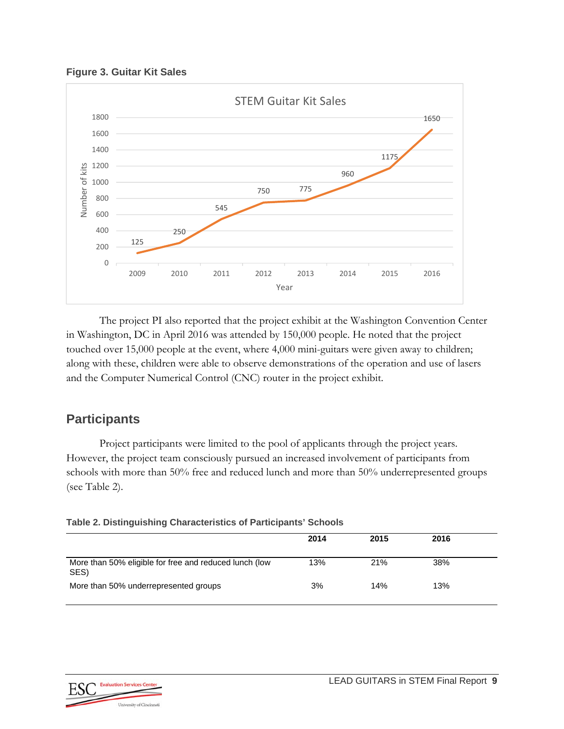**Figure 3. Guitar Kit Sales**

The project PI also reported that the project exhibit at the Washington Convention Center in Washington, DC in April 2016 was attended by 150,000 people. He noted that the project touched over 15,000 people at the event, where 4,000 mini-guitars were given away to children; along with these, children were able to observe demonstrations of the operation and use of lasers and the Computer Numerical Control (CNC) router in the project exhibit.

## Participants

Project participants were limited to the pool of applicants through the project years. However, the project team consciously pursued an increased involvement of participants from schools with more than 50% free and reduced lunch and more than 50% underrepresented groups (see Table 2).

**Table 2. Distinguishing Characteristics of Participants' Schools**

| | 2014 | 2015 | 2016 |
|---|---|---|---|
| More than 50% eligible for free and reduced lunch (low SES) | 13% | 21% | 38% |
| More than 50% underrepresented groups | 3% | 14% | 13% |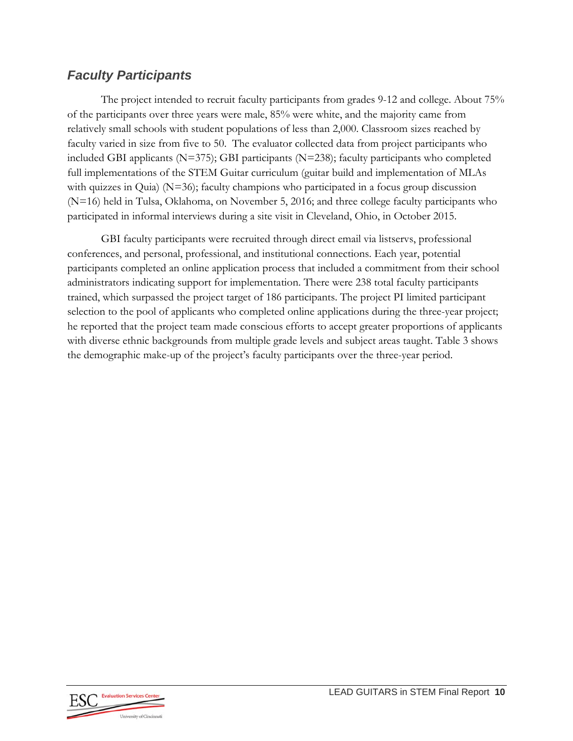## *Faculty Participants*

The project intended to recruit faculty participants from grades 9-12 and college. About 75% of the participants over three years were male, 85% were white, and the majority came from relatively small schools with student populations of less than 2,000. Classroom sizes reached by faculty varied in size from five to 50. The evaluator collected data from project participants who included GBI applicants (N=375); GBI participants (N=238); faculty participants who completed full implementations of the STEM Guitar curriculum (guitar build and implementation of MLAs with quizzes in Quia) (N=36); faculty champions who participated in a focus group discussion (N=16) held in Tulsa, Oklahoma, on November 5, 2016; and three college faculty participants who participated in informal interviews during a site visit in Cleveland, Ohio, in October 2015.

GBI faculty participants were recruited through direct email via listservs, professional conferences, and personal, professional, and institutional connections. Each year, potential participants completed an online application process that included a commitment from their school administrators indicating support for implementation. There were 238 total faculty participants trained, which surpassed the project target of 186 participants. The project PI limited participant selection to the pool of applicants who completed online applications during the three-year project; he reported that the project team made conscious efforts to accept greater proportions of applicants with diverse ethnic backgrounds from multiple grade levels and subject areas taught. Table 3 shows the demographic make-up of the project's faculty participants over the three-year period.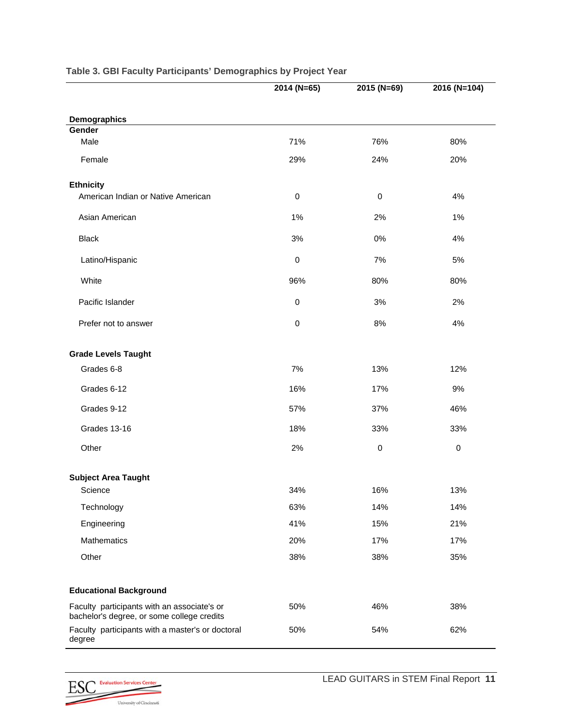**Table 3. GBI Faculty Participants' Demographics by Project Year**

| | 2014 (N=65) | 2015 (N=69) | 2016 (N=104) |
|---|---|---|---|
| **Demographics** | | | |
| **Gender** | | | |
| Male | 71% | 76% | 80% |
| Female | 29% | 24% | 20% |
| **Ethnicity** | | | |
| American Indian or Native American | 0 | 0 | 4% |
| Asian American | 1% | 2% | 1% |
| Black | 3% | 0% | 4% |
| Latino/Hispanic | 0 | 7% | 5% |
| White | 96% | 80% | 80% |
| Pacific Islander | 0 | 3% | 2% |
| Prefer not to answer | 0 | 8% | 4% |
| **Grade Levels Taught** | | | |
| Grades 6-8 | 7% | 13% | 12% |
| Grades 6-12 | 16% | 17% | 9% |
| Grades 9-12 | 57% | 37% | 46% |
| Grades 13-16 | 18% | 33% | 33% |
| Other | 2% | 0 | 0 |
| **Subject Area Taught** | | | |
| Science | 34% | 16% | 13% |
| Technology | 63% | 14% | 14% |
| Engineering | 41% | 15% | 21% |
| Mathematics | 20% | 17% | 17% |
| Other | 38% | 38% | 35% |
| **Educational Background** | | | |
| Faculty participants with an associate's or bachelor's degree, or some college credits | 50% | 46% | 38% |
| Faculty participants with a master's or doctoral degree | 50% | 54% | 62% |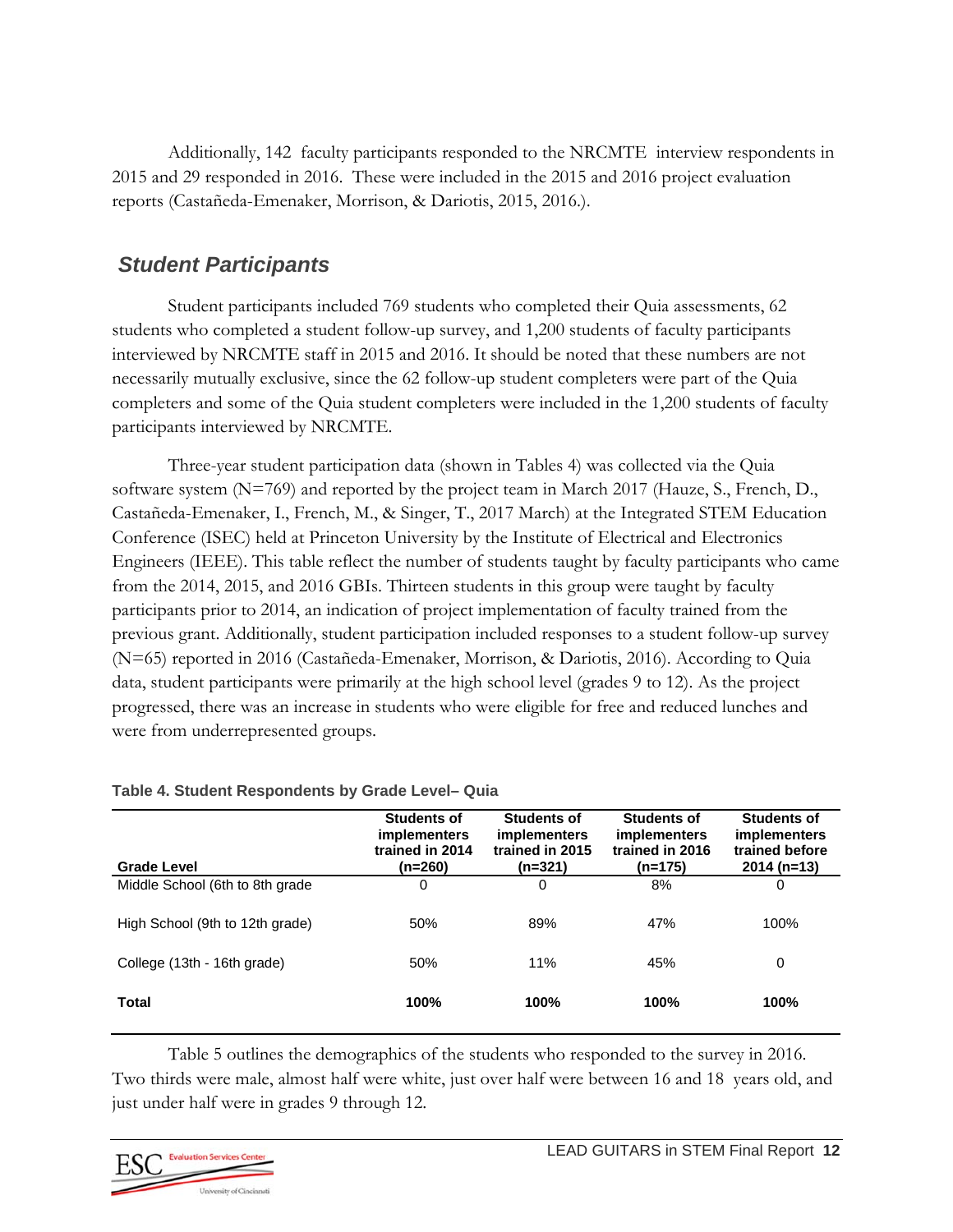Additionally, 142 faculty participants responded to the NRCMTE interview respondents in 2015 and 29 responded in 2016. These were included in the 2015 and 2016 project evaluation reports (Castañeda-Emenaker, Morrison, & Dariotis, 2015, 2016.).

## *Student Participants*

Student participants included 769 students who completed their Quia assessments, 62 students who completed a student follow-up survey, and 1,200 students of faculty participants interviewed by NRCMTE staff in 2015 and 2016. It should be noted that these numbers are not necessarily mutually exclusive, since the 62 follow-up student completers were part of the Quia completers and some of the Quia student completers were included in the 1,200 students of faculty participants interviewed by NRCMTE.

Three-year student participation data (shown in Tables 4) was collected via the Quia software system (N=769) and reported by the project team in March 2017 (Hauze, S., French, D., Castañeda-Emenaker, I., French, M., & Singer, T., 2017 March) at the Integrated STEM Education Conference (ISEC) held at Princeton University by the Institute of Electrical and Electronics Engineers (IEEE). This table reflect the number of students taught by faculty participants who came from the 2014, 2015, and 2016 GBIs. Thirteen students in this group were taught by faculty participants prior to 2014, an indication of project implementation of faculty trained from the previous grant. Additionally, student participation included responses to a student follow-up survey (N=65) reported in 2016 (Castañeda-Emenaker, Morrison, & Dariotis, 2016). According to Quia data, student participants were primarily at the high school level (grades 9 to 12). As the project progressed, there was an increase in students who were eligible for free and reduced lunches and were from underrepresented groups.

**Table 4. Student Respondents by Grade Level– Quia**

| Grade Level | Students of implementers trained in 2014 (n=260) | Students of implementers trained in 2015 (n=321) | Students of implementers trained in 2016 (n=175) | Students of implementers trained before 2014 (n=13) |
|---|---|---|---|---|
| Middle School (6th to 8th grade | 0 | 0 | 8% | 0 |
| High School (9th to 12th grade) | 50% | 89% | 47% | 100% |
| College (13th - 16th grade) | 50% | 11% | 45% | 0 |
| **Total** | **100%** | **100%** | **100%** | **100%** |

Table 5 outlines the demographics of the students who responded to the survey in 2016. Two thirds were male, almost half were white, just over half were between 16 and 18 years old, and just under half were in grades 9 through 12.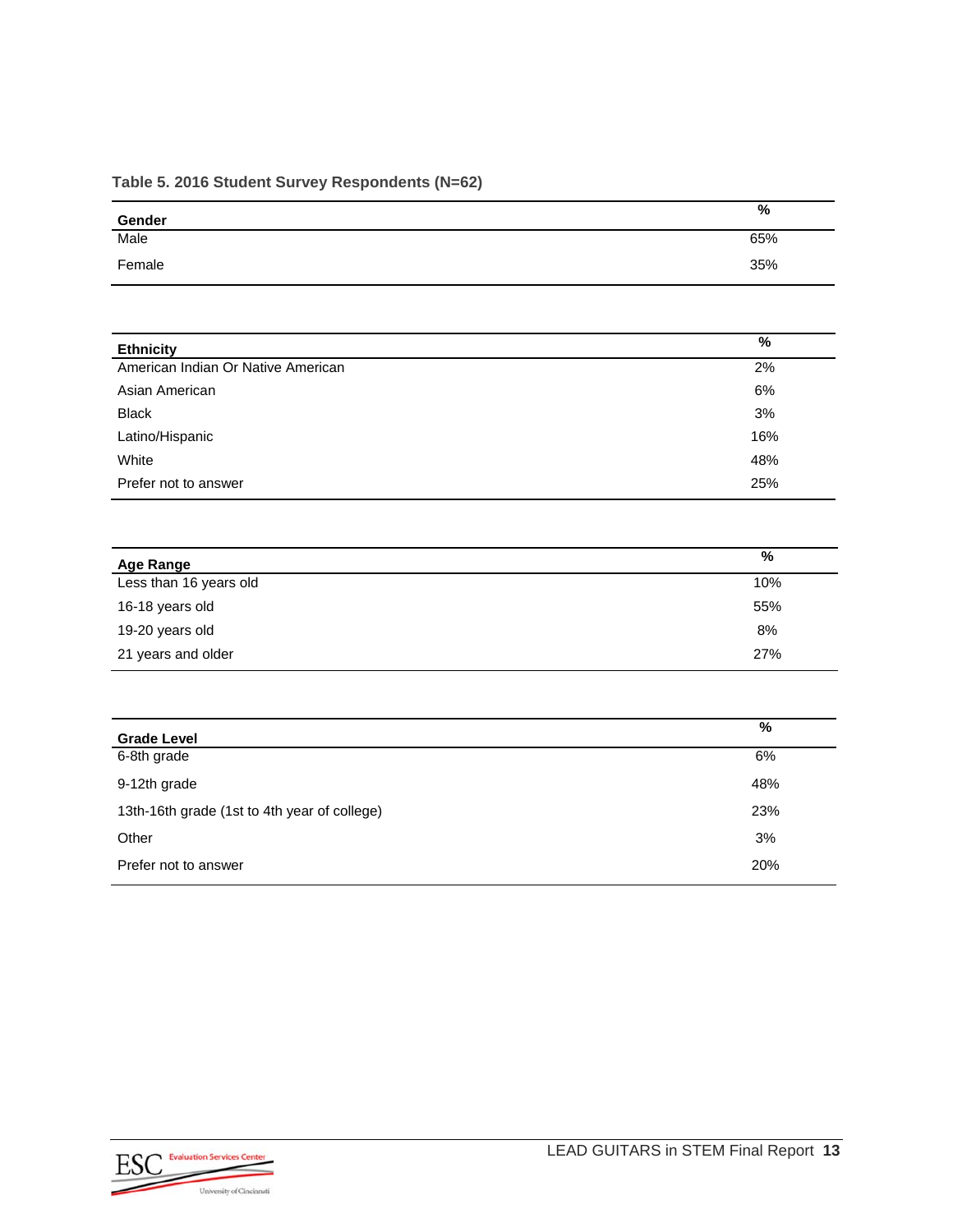**Table 5. 2016 Student Survey Respondents (N=62)**

| Gender | % |
|---|---|
| Male | 65% |
| Female | 35% |

| Ethnicity | % |
|---|---|
| American Indian Or Native American | 2% |
| Asian American | 6% |
| Black | 3% |
| Latino/Hispanic | 16% |
| White | 48% |
| Prefer not to answer | 25% |

| Age Range | % |
|---|---|
| Less than 16 years old | 10% |
| 16-18 years old | 55% |
| 19-20 years old | 8% |
| 21 years and older | 27% |

| Grade Level | % |
|---|---|
| 6-8th grade | 6% |
| 9-12th grade | 48% |
| 13th-16th grade (1st to 4th year of college) | 23% |
| Other | 3% |
| Prefer not to answer | 20% |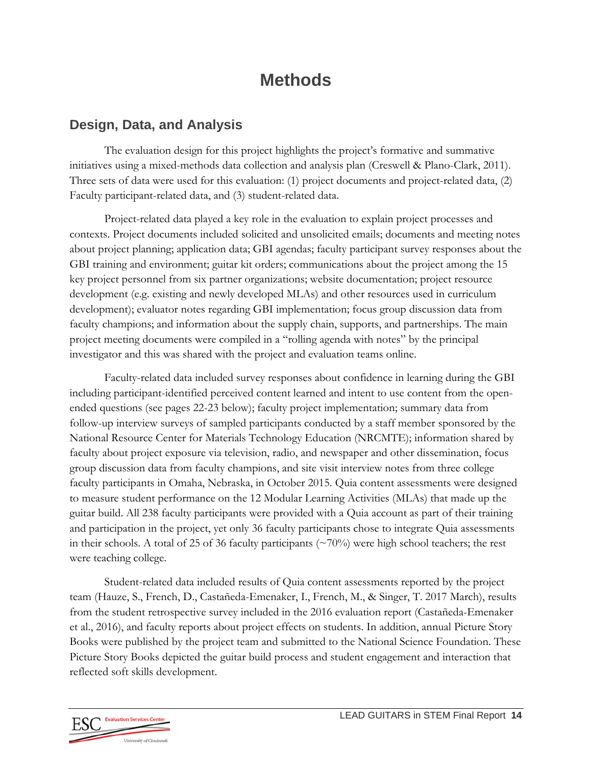# Methods

## Design, Data, and Analysis

The evaluation design for this project highlights the project's formative and summative initiatives using a mixed-methods data collection and analysis plan (Creswell & Plano-Clark, 2011). Three sets of data were used for this evaluation: (1) project documents and project-related data, (2) Faculty participant-related data, and (3) student-related data.

Project-related data played a key role in the evaluation to explain project processes and contexts. Project documents included solicited and unsolicited emails; documents and meeting notes about project planning; application data; GBI agendas; faculty participant survey responses about the GBI training and environment; guitar kit orders; communications about the project among the 15 key project personnel from six partner organizations; website documentation; project resource development (e.g. existing and newly developed MLAs) and other resources used in curriculum development); evaluator notes regarding GBI implementation; focus group discussion data from faculty champions; and information about the supply chain, supports, and partnerships. The main project meeting documents were compiled in a "rolling agenda with notes" by the principal investigator and this was shared with the project and evaluation teams online.

Faculty-related data included survey responses about confidence in learning during the GBI including participant-identified perceived content learned and intent to use content from the open-ended questions (see pages 22-23 below); faculty project implementation; summary data from follow-up interview surveys of sampled participants conducted by a staff member sponsored by the National Resource Center for Materials Technology Education (NRCMTE); information shared by faculty about project exposure via television, radio, and newspaper and other dissemination, focus group discussion data from faculty champions, and site visit interview notes from three college faculty participants in Omaha, Nebraska, in October 2015. Quia content assessments were designed to measure student performance on the 12 Modular Learning Activities (MLAs) that made up the guitar build. All 238 faculty participants were provided with a Quia account as part of their training and participation in the project, yet only 36 faculty participants chose to integrate Quia assessments in their schools. A total of 25 of 36 faculty participants (~70%) were high school teachers; the rest were teaching college.

Student-related data included results of Quia content assessments reported by the project team (Hauze, S., French, D., Castañeda-Emenaker, I., French, M., & Singer, T. 2017 March), results from the student retrospective survey included in the 2016 evaluation report (Castañeda-Emenaker et al., 2016), and faculty reports about project effects on students. In addition, annual Picture Story Books were published by the project team and submitted to the National Science Foundation. These Picture Story Books depicted the guitar build process and student engagement and interaction that reflected soft skills development.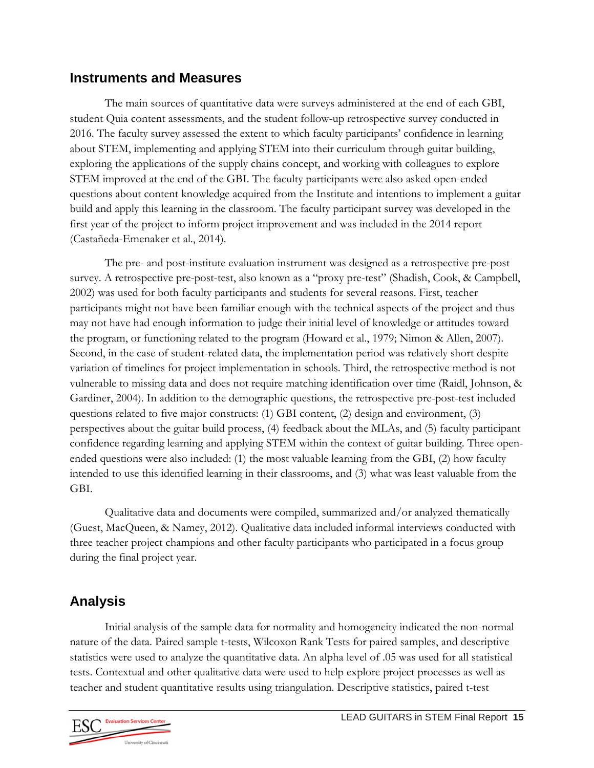## Instruments and Measures

The main sources of quantitative data were surveys administered at the end of each GBI, student Quia content assessments, and the student follow-up retrospective survey conducted in 2016. The faculty survey assessed the extent to which faculty participants' confidence in learning about STEM, implementing and applying STEM into their curriculum through guitar building, exploring the applications of the supply chains concept, and working with colleagues to explore STEM improved at the end of the GBI. The faculty participants were also asked open-ended questions about content knowledge acquired from the Institute and intentions to implement a guitar build and apply this learning in the classroom. The faculty participant survey was developed in the first year of the project to inform project improvement and was included in the 2014 report (Castañeda-Emenaker et al., 2014).

The pre- and post-institute evaluation instrument was designed as a retrospective pre-post survey. A retrospective pre-post-test, also known as a "proxy pre-test" (Shadish, Cook, & Campbell, 2002) was used for both faculty participants and students for several reasons. First, teacher participants might not have been familiar enough with the technical aspects of the project and thus may not have had enough information to judge their initial level of knowledge or attitudes toward the program, or functioning related to the program (Howard et al., 1979; Nimon & Allen, 2007). Second, in the case of student-related data, the implementation period was relatively short despite variation of timelines for project implementation in schools. Third, the retrospective method is not vulnerable to missing data and does not require matching identification over time (Raidl, Johnson, & Gardiner, 2004). In addition to the demographic questions, the retrospective pre-post-test included questions related to five major constructs: (1) GBI content, (2) design and environment, (3) perspectives about the guitar build process, (4) feedback about the MLAs, and (5) faculty participant confidence regarding learning and applying STEM within the context of guitar building. Three open-ended questions were also included: (1) the most valuable learning from the GBI, (2) how faculty intended to use this identified learning in their classrooms, and (3) what was least valuable from the GBI.

Qualitative data and documents were compiled, summarized and/or analyzed thematically (Guest, MacQueen, & Namey, 2012). Qualitative data included informal interviews conducted with three teacher project champions and other faculty participants who participated in a focus group during the final project year.

## Analysis

Initial analysis of the sample data for normality and homogeneity indicated the non-normal nature of the data. Paired sample t-tests, Wilcoxon Rank Tests for paired samples, and descriptive statistics were used to analyze the quantitative data. An alpha level of .05 was used for all statistical tests. Contextual and other qualitative data were used to help explore project processes as well as teacher and student quantitative results using triangulation. Descriptive statistics, paired t-test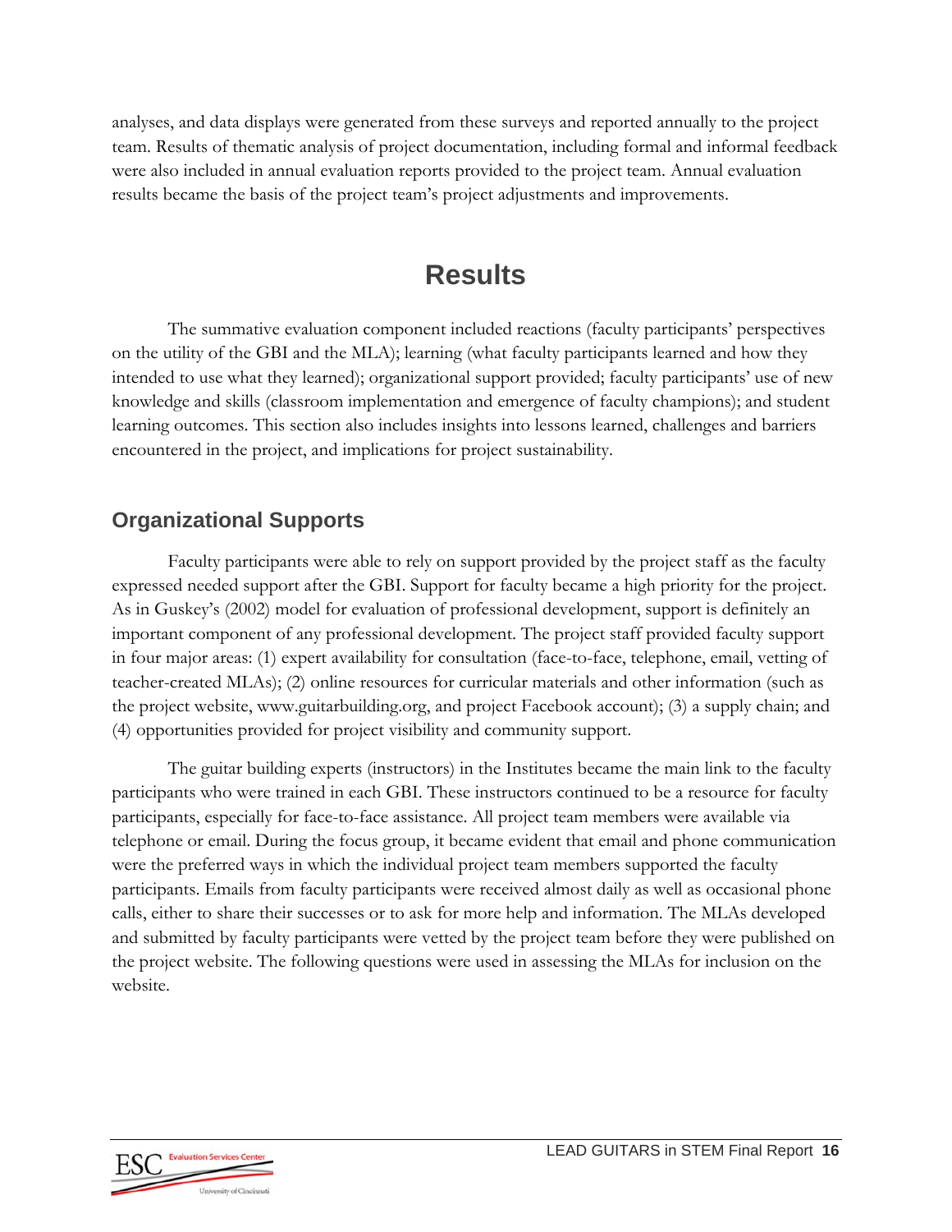analyses, and data displays were generated from these surveys and reported annually to the project team. Results of thematic analysis of project documentation, including formal and informal feedback were also included in annual evaluation reports provided to the project team. Annual evaluation results became the basis of the project team's project adjustments and improvements.

# Results

The summative evaluation component included reactions (faculty participants' perspectives on the utility of the GBI and the MLA); learning (what faculty participants learned and how they intended to use what they learned); organizational support provided; faculty participants' use of new knowledge and skills (classroom implementation and emergence of faculty champions); and student learning outcomes. This section also includes insights into lessons learned, challenges and barriers encountered in the project, and implications for project sustainability.

## Organizational Supports

Faculty participants were able to rely on support provided by the project staff as the faculty expressed needed support after the GBI. Support for faculty became a high priority for the project. As in Guskey's (2002) model for evaluation of professional development, support is definitely an important component of any professional development. The project staff provided faculty support in four major areas: (1) expert availability for consultation (face-to-face, telephone, email, vetting of teacher-created MLAs); (2) online resources for curricular materials and other information (such as the project website, www.guitarbuilding.org, and project Facebook account); (3) a supply chain; and (4) opportunities provided for project visibility and community support.

The guitar building experts (instructors) in the Institutes became the main link to the faculty participants who were trained in each GBI. These instructors continued to be a resource for faculty participants, especially for face-to-face assistance. All project team members were available via telephone or email. During the focus group, it became evident that email and phone communication were the preferred ways in which the individual project team members supported the faculty participants. Emails from faculty participants were received almost daily as well as occasional phone calls, either to share their successes or to ask for more help and information. The MLAs developed and submitted by faculty participants were vetted by the project team before they were published on the project website. The following questions were used in assessing the MLAs for inclusion on the website.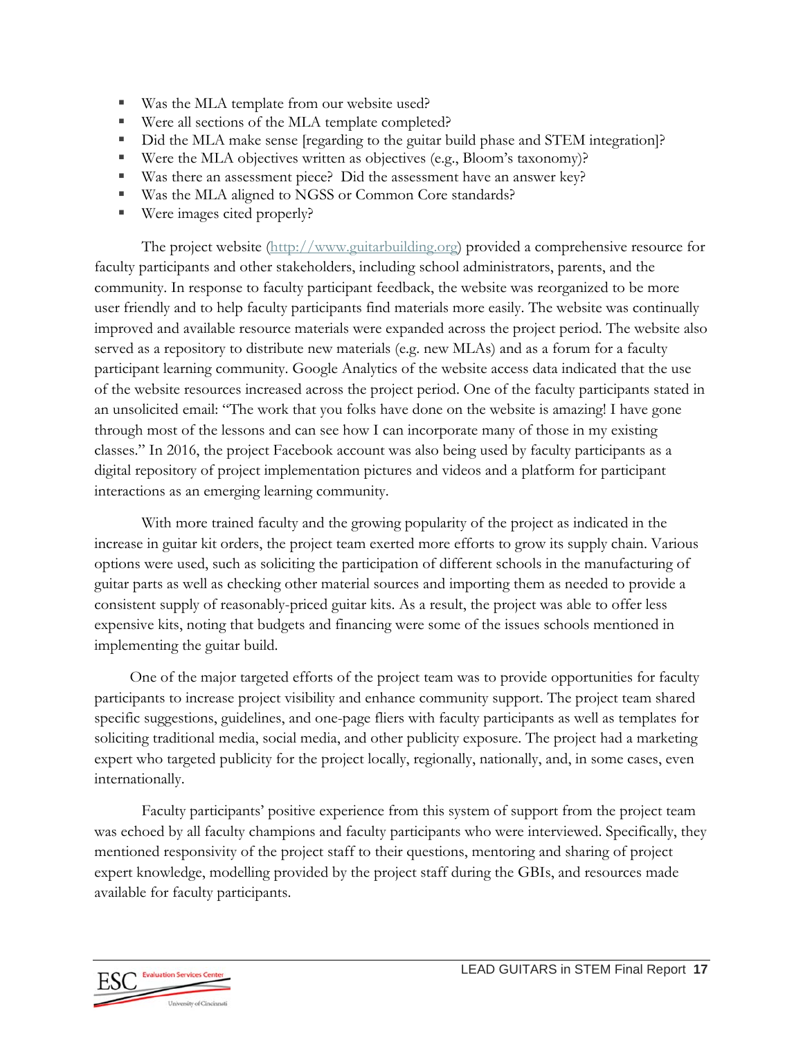- Was the MLA template from our website used?
- Were all sections of the MLA template completed?
- Did the MLA make sense [regarding to the guitar build phase and STEM integration]?
- Were the MLA objectives written as objectives (e.g., Bloom's taxonomy)?
- Was there an assessment piece? Did the assessment have an answer key?
- Was the MLA aligned to NGSS or Common Core standards?
- Were images cited properly?

The project website (http://www.guitarbuilding.org) provided a comprehensive resource for faculty participants and other stakeholders, including school administrators, parents, and the community. In response to faculty participant feedback, the website was reorganized to be more user friendly and to help faculty participants find materials more easily. The website was continually improved and available resource materials were expanded across the project period. The website also served as a repository to distribute new materials (e.g. new MLAs) and as a forum for a faculty participant learning community. Google Analytics of the website access data indicated that the use of the website resources increased across the project period. One of the faculty participants stated in an unsolicited email: "The work that you folks have done on the website is amazing! I have gone through most of the lessons and can see how I can incorporate many of those in my existing classes." In 2016, the project Facebook account was also being used by faculty participants as a digital repository of project implementation pictures and videos and a platform for participant interactions as an emerging learning community.

With more trained faculty and the growing popularity of the project as indicated in the increase in guitar kit orders, the project team exerted more efforts to grow its supply chain. Various options were used, such as soliciting the participation of different schools in the manufacturing of guitar parts as well as checking other material sources and importing them as needed to provide a consistent supply of reasonably-priced guitar kits. As a result, the project was able to offer less expensive kits, noting that budgets and financing were some of the issues schools mentioned in implementing the guitar build.

One of the major targeted efforts of the project team was to provide opportunities for faculty participants to increase project visibility and enhance community support. The project team shared specific suggestions, guidelines, and one-page fliers with faculty participants as well as templates for soliciting traditional media, social media, and other publicity exposure. The project had a marketing expert who targeted publicity for the project locally, regionally, nationally, and, in some cases, even internationally.

Faculty participants' positive experience from this system of support from the project team was echoed by all faculty champions and faculty participants who were interviewed. Specifically, they mentioned responsivity of the project staff to their questions, mentoring and sharing of project expert knowledge, modelling provided by the project staff during the GBIs, and resources made available for faculty participants.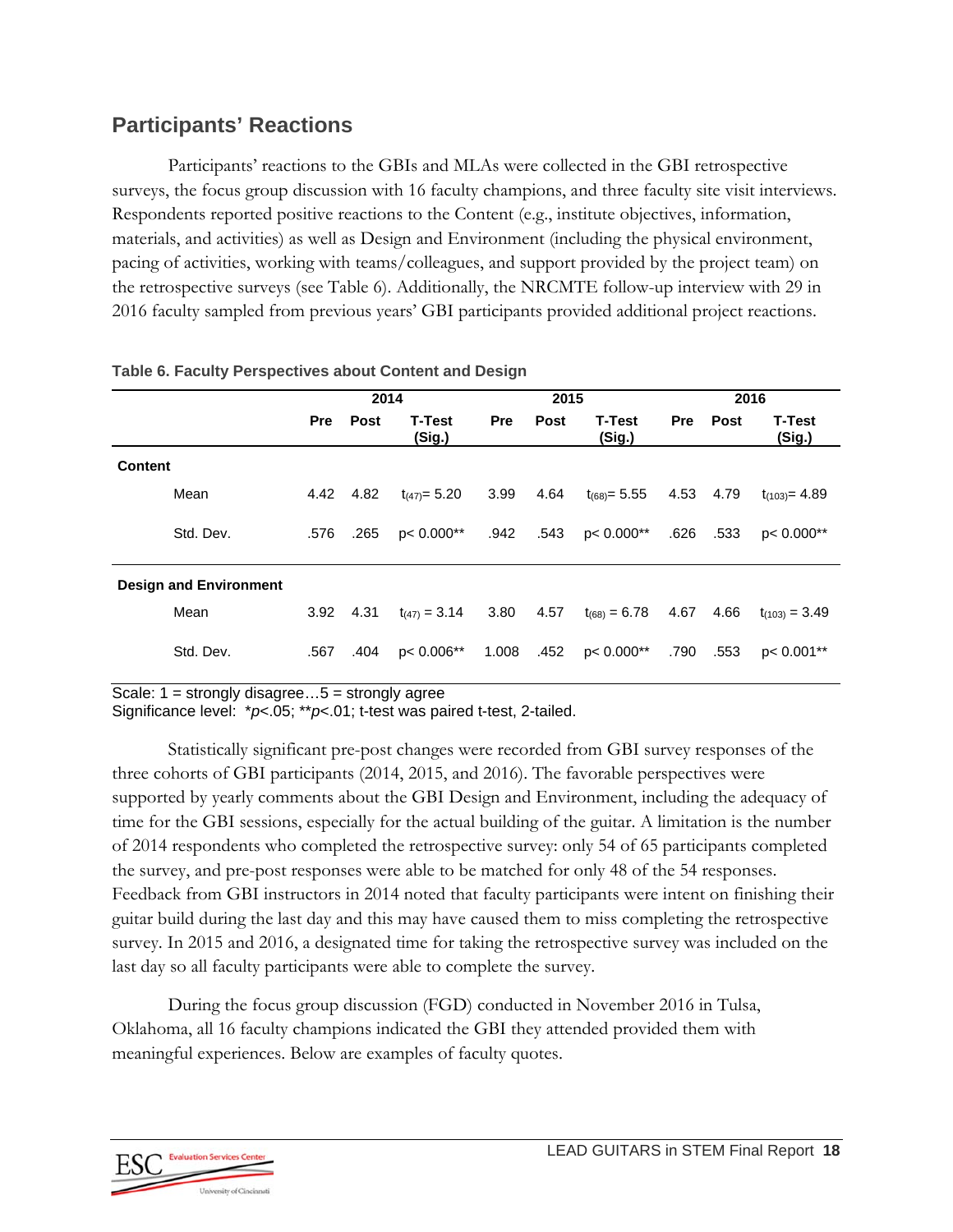## Participants' Reactions

Participants' reactions to the GBIs and MLAs were collected in the GBI retrospective surveys, the focus group discussion with 16 faculty champions, and three faculty site visit interviews. Respondents reported positive reactions to the Content (e.g., institute objectives, information, materials, and activities) as well as Design and Environment (including the physical environment, pacing of activities, working with teams/colleagues, and support provided by the project team) on the retrospective surveys (see Table 6). Additionally, the NRCMTE follow-up interview with 29 in 2016 faculty sampled from previous years' GBI participants provided additional project reactions.

**Table 6. Faculty Perspectives about Content and Design**

| | 2014 | | | 2015 | | | 2016 | | |
|---|---|---|---|---|---|---|---|---|---|
| | **Pre** | **Post** | **T-Test (Sig.)** | **Pre** | **Post** | **T-Test (Sig.)** | **Pre** | **Post** | **T-Test (Sig.)** |
| **Content** | | | | | | | | | |
| Mean | 4.42 | 4.82 | $t_{(47)} = 5.20$ | 3.99 | 4.64 | $t_{(68)} = 5.55$ | 4.53 | 4.79 | $t_{(103)} = 4.89$ |
| Std. Dev. | .576 | .265 | $p < 0.000$** | .942 | .543 | $p < 0.000$** | .626 | .533 | $p < 0.000$** |
| **Design and Environment** | | | | | | | | | |
| Mean | 3.92 | 4.31 | $t_{(47)} = 3.14$ | 3.80 | 4.57 | $t_{(68)} = 6.78$ | 4.67 | 4.66 | $t_{(103)} = 3.49$ |
| Std. Dev. | .567 | .404 | $p < 0.006$** | 1.008 | .452 | $p < 0.000$** | .790 | .553 | $p < 0.001$** |

Scale: 1 = strongly disagree…5 = strongly agree
Significance level: \*$p<.05$; \*\*$p<.01$; t-test was paired t-test, 2-tailed.

Statistically significant pre-post changes were recorded from GBI survey responses of the three cohorts of GBI participants (2014, 2015, and 2016). The favorable perspectives were supported by yearly comments about the GBI Design and Environment, including the adequacy of time for the GBI sessions, especially for the actual building of the guitar. A limitation is the number of 2014 respondents who completed the retrospective survey: only 54 of 65 participants completed the survey, and pre-post responses were able to be matched for only 48 of the 54 responses. Feedback from GBI instructors in 2014 noted that faculty participants were intent on finishing their guitar build during the last day and this may have caused them to miss completing the retrospective survey. In 2015 and 2016, a designated time for taking the retrospective survey was included on the last day so all faculty participants were able to complete the survey.

During the focus group discussion (FGD) conducted in November 2016 in Tulsa, Oklahoma, all 16 faculty champions indicated the GBI they attended provided them with meaningful experiences. Below are examples of faculty quotes.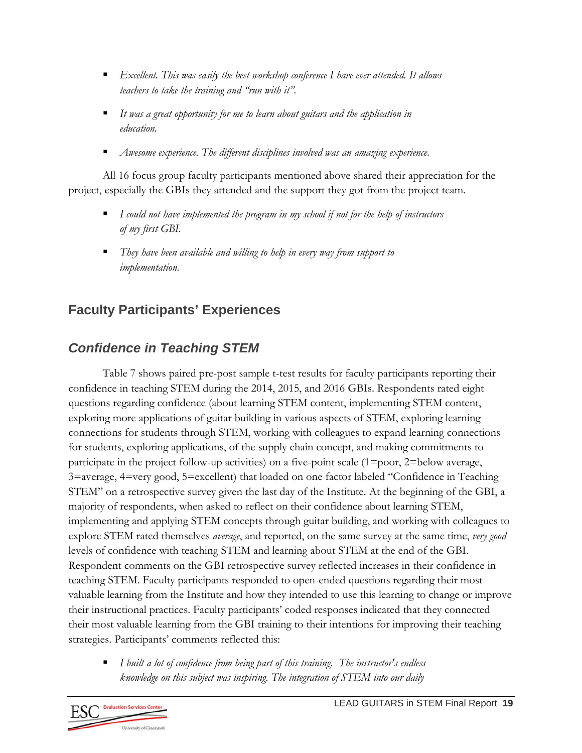- *Excellent. This was easily the best workshop conference I have ever attended. It allows teachers to take the training and "run with it".*
- *It was a great opportunity for me to learn about guitars and the application in education.*
- *Awesome experience. The different disciplines involved was an amazing experience.*

All 16 focus group faculty participants mentioned above shared their appreciation for the project, especially the GBIs they attended and the support they got from the project team.

- *I could not have implemented the program in my school if not for the help of instructors of my first GBI.*
- *They have been available and willing to help in every way from support to implementation.*

## Faculty Participants' Experiences

### *Confidence in Teaching STEM*

Table 7 shows paired pre-post sample t-test results for faculty participants reporting their confidence in teaching STEM during the 2014, 2015, and 2016 GBIs. Respondents rated eight questions regarding confidence (about learning STEM content, implementing STEM content, exploring more applications of guitar building in various aspects of STEM, exploring learning connections for students through STEM, working with colleagues to expand learning connections for students, exploring applications, of the supply chain concept, and making commitments to participate in the project follow-up activities) on a five-point scale (1=poor, 2=below average, 3=average, 4=very good, 5=excellent) that loaded on one factor labeled "Confidence in Teaching STEM" on a retrospective survey given the last day of the Institute. At the beginning of the GBI, a majority of respondents, when asked to reflect on their confidence about learning STEM, implementing and applying STEM concepts through guitar building, and working with colleagues to explore STEM rated themselves *average*, and reported, on the same survey at the same time, *very good* levels of confidence with teaching STEM and learning about STEM at the end of the GBI. Respondent comments on the GBI retrospective survey reflected increases in their confidence in teaching STEM. Faculty participants responded to open-ended questions regarding their most valuable learning from the Institute and how they intended to use this learning to change or improve their instructional practices. Faculty participants' coded responses indicated that they connected their most valuable learning from the GBI training to their intentions for improving their teaching strategies. Participants' comments reflected this:

- *I built a lot of confidence from being part of this training. The instructor's endless knowledge on this subject was inspiring. The integration of STEM into our daily*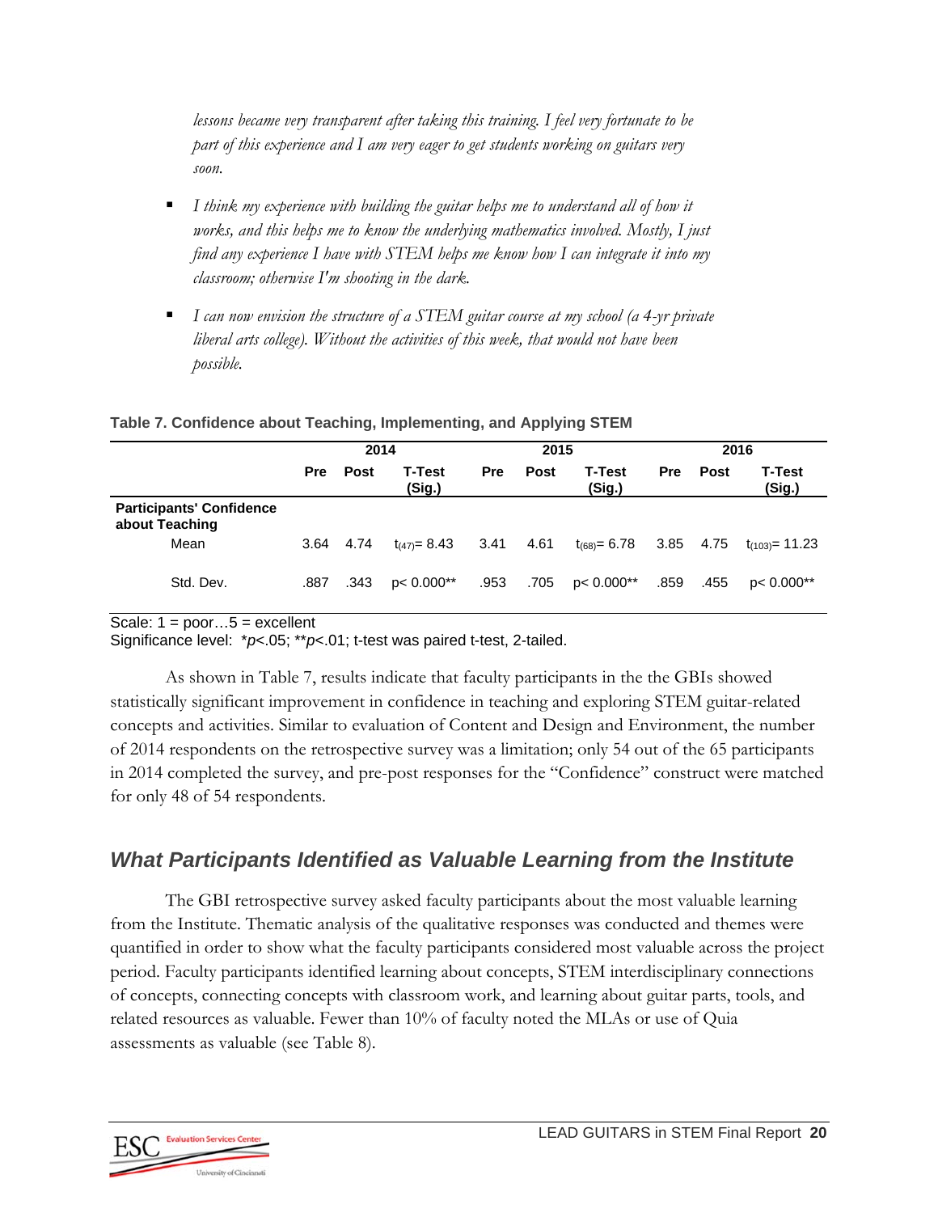*lessons became very transparent after taking this training. I feel very fortunate to be part of this experience and I am very eager to get students working on guitars very soon.*

- *I think my experience with building the guitar helps me to understand all of how it works, and this helps me to know the underlying mathematics involved. Mostly, I just find any experience I have with STEM helps me know how I can integrate it into my classroom; otherwise I'm shooting in the dark.*
- *I can now envision the structure of a STEM guitar course at my school (a 4-yr private liberal arts college). Without the activities of this week, that would not have been possible.*

**Table 7. Confidence about Teaching, Implementing, and Applying STEM**

| | 2014 | | | 2015 | | | 2016 | | |
|---|---|---|---|---|---|---|---|---|---|
| | **Pre** | **Post** | **T-Test (Sig.)** | **Pre** | **Post** | **T-Test (Sig.)** | **Pre** | **Post** | **T-Test (Sig.)** |
| **Participants' Confidence about Teaching** | | | | | | | | | |
| Mean | 3.64 | 4.74 | $t_{(47)}= 8.43$ | 3.41 | 4.61 | $t_{(68)}= 6.78$ | 3.85 | 4.75 | $t_{(103)}= 11.23$ |
| Std. Dev. | .887 | .343 | p< 0.000** | .953 | .705 | p< 0.000** | .859 | .455 | p< 0.000** |

Scale: 1 = poor…5 = excellent
Significance level: \**p*<.05; \*\**p*<.01; t-test was paired t-test, 2-tailed.

As shown in Table 7, results indicate that faculty participants in the the GBIs showed statistically significant improvement in confidence in teaching and exploring STEM guitar-related concepts and activities. Similar to evaluation of Content and Design and Environment, the number of 2014 respondents on the retrospective survey was a limitation; only 54 out of the 65 participants in 2014 completed the survey, and pre-post responses for the "Confidence" construct were matched for only 48 of 54 respondents.

## *What Participants Identified as Valuable Learning from the Institute*

The GBI retrospective survey asked faculty participants about the most valuable learning from the Institute. Thematic analysis of the qualitative responses was conducted and themes were quantified in order to show what the faculty participants considered most valuable across the project period. Faculty participants identified learning about concepts, STEM interdisciplinary connections of concepts, connecting concepts with classroom work, and learning about guitar parts, tools, and related resources as valuable. Fewer than 10% of faculty noted the MLAs or use of Quia assessments as valuable (see Table 8).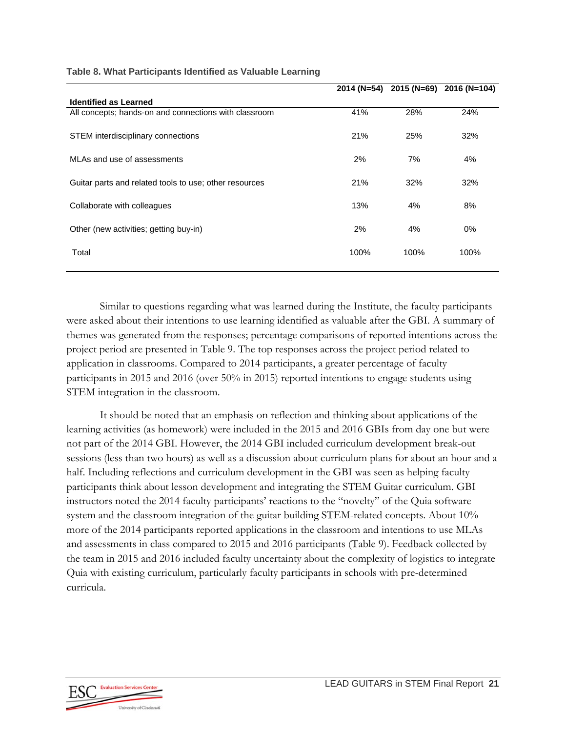**Table 8. What Participants Identified as Valuable Learning**

| Identified as Learned | 2014 (N=54) | 2015 (N=69) | 2016 (N=104) |
|---|---|---|---|
| All concepts; hands-on and connections with classroom | 41% | 28% | 24% |
| STEM interdisciplinary connections | 21% | 25% | 32% |
| MLAs and use of assessments | 2% | 7% | 4% |
| Guitar parts and related tools to use; other resources | 21% | 32% | 32% |
| Collaborate with colleagues | 13% | 4% | 8% |
| Other (new activities; getting buy-in) | 2% | 4% | 0% |
| Total | 100% | 100% | 100% |

Similar to questions regarding what was learned during the Institute, the faculty participants were asked about their intentions to use learning identified as valuable after the GBI. A summary of themes was generated from the responses; percentage comparisons of reported intentions across the project period are presented in Table 9. The top responses across the project period related to application in classrooms. Compared to 2014 participants, a greater percentage of faculty participants in 2015 and 2016 (over 50% in 2015) reported intentions to engage students using STEM integration in the classroom.

It should be noted that an emphasis on reflection and thinking about applications of the learning activities (as homework) were included in the 2015 and 2016 GBIs from day one but were not part of the 2014 GBI. However, the 2014 GBI included curriculum development break-out sessions (less than two hours) as well as a discussion about curriculum plans for about an hour and a half. Including reflections and curriculum development in the GBI was seen as helping faculty participants think about lesson development and integrating the STEM Guitar curriculum. GBI instructors noted the 2014 faculty participants' reactions to the "novelty" of the Quia software system and the classroom integration of the guitar building STEM-related concepts. About 10% more of the 2014 participants reported applications in the classroom and intentions to use MLAs and assessments in class compared to 2015 and 2016 participants (Table 9). Feedback collected by the team in 2015 and 2016 included faculty uncertainty about the complexity of logistics to integrate Quia with existing curriculum, particularly faculty participants in schools with pre-determined curricula.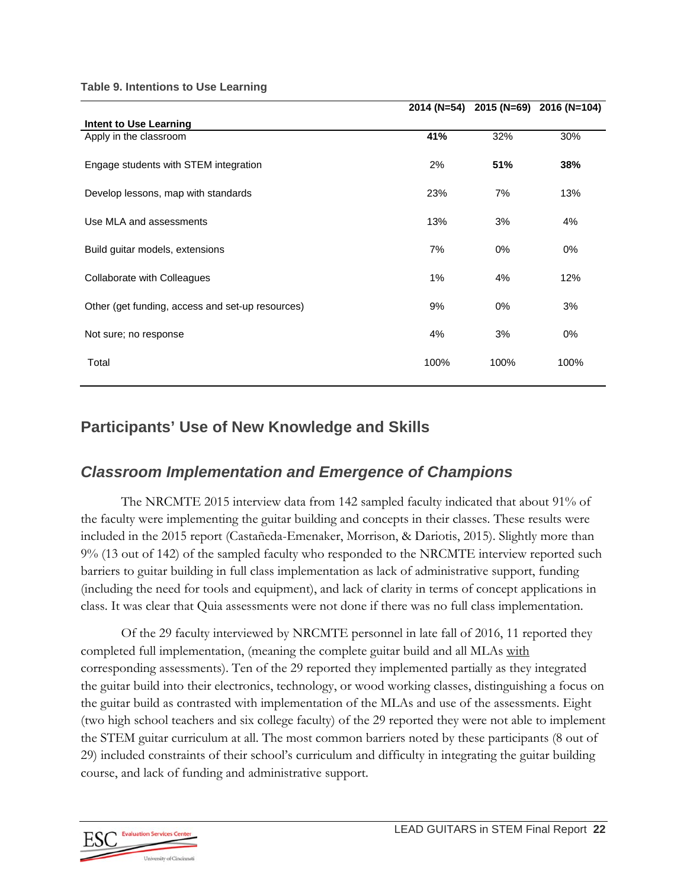**Table 9. Intentions to Use Learning**

| Intent to Use Learning | 2014 (N=54) | 2015 (N=69) | 2016 (N=104) |
|---|---|---|---|
| Apply in the classroom | **41%** | 32% | 30% |
| Engage students with STEM integration | 2% | **51%** | **38%** |
| Develop lessons, map with standards | 23% | 7% | 13% |
| Use MLA and assessments | 13% | 3% | 4% |
| Build guitar models, extensions | 7% | 0% | 0% |
| Collaborate with Colleagues | 1% | 4% | 12% |
| Other (get funding, access and set-up resources) | 9% | 0% | 3% |
| Not sure; no response | 4% | 3% | 0% |
| Total | 100% | 100% | 100% |

## Participants' Use of New Knowledge and Skills

### *Classroom Implementation and Emergence of Champions*

The NRCMTE 2015 interview data from 142 sampled faculty indicated that about 91% of the faculty were implementing the guitar building and concepts in their classes. These results were included in the 2015 report (Castañeda-Emenaker, Morrison, & Dariotis, 2015). Slightly more than 9% (13 out of 142) of the sampled faculty who responded to the NRCMTE interview reported such barriers to guitar building in full class implementation as lack of administrative support, funding (including the need for tools and equipment), and lack of clarity in terms of concept applications in class. It was clear that Quia assessments were not done if there was no full class implementation.

Of the 29 faculty interviewed by NRCMTE personnel in late fall of 2016, 11 reported they completed full implementation, (meaning the complete guitar build and all MLAs with corresponding assessments). Ten of the 29 reported they implemented partially as they integrated the guitar build into their electronics, technology, or wood working classes, distinguishing a focus on the guitar build as contrasted with implementation of the MLAs and use of the assessments. Eight (two high school teachers and six college faculty) of the 29 reported they were not able to implement the STEM guitar curriculum at all. The most common barriers noted by these participants (8 out of 29) included constraints of their school's curriculum and difficulty in integrating the guitar building course, and lack of funding and administrative support.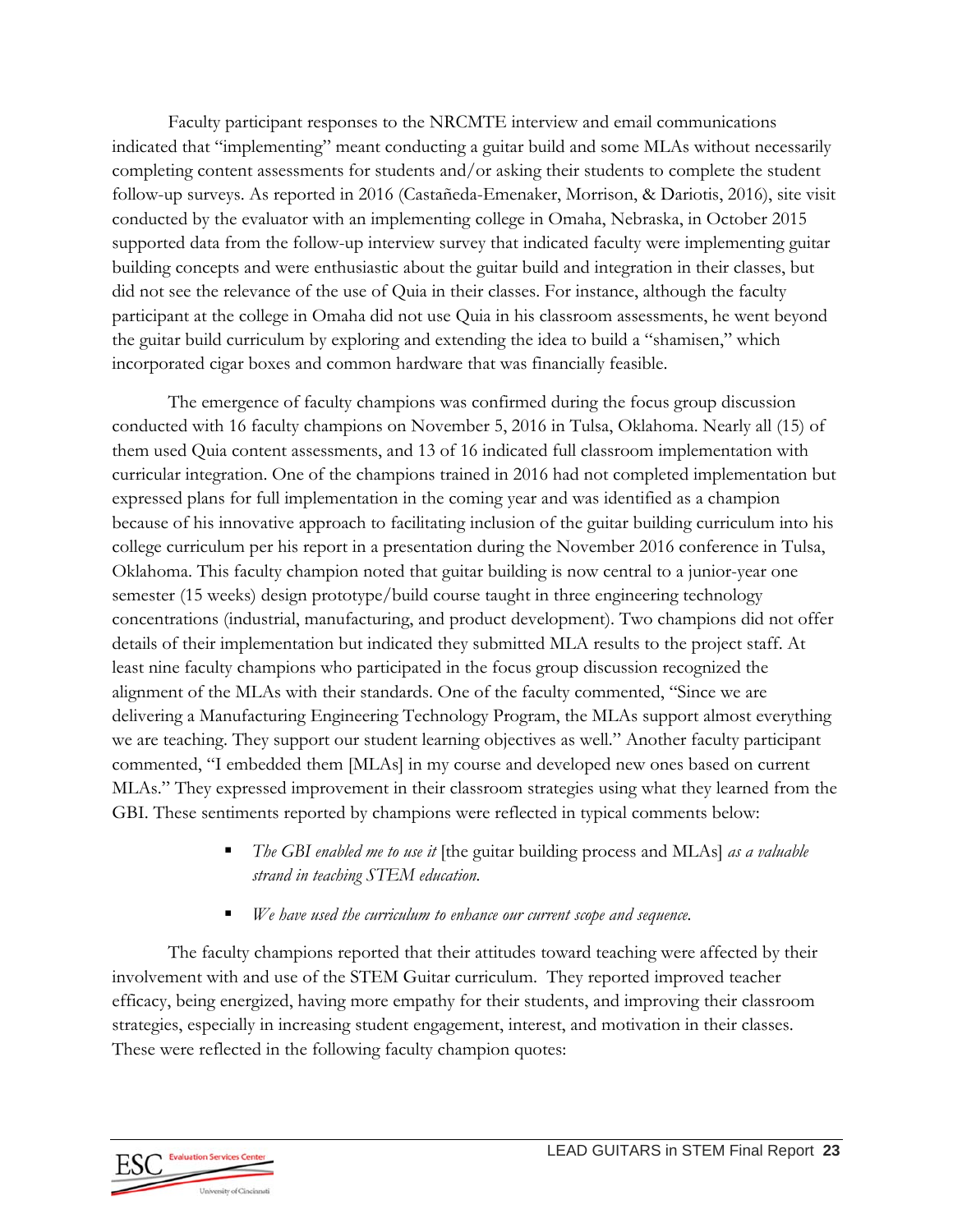Faculty participant responses to the NRCMTE interview and email communications indicated that "implementing" meant conducting a guitar build and some MLAs without necessarily completing content assessments for students and/or asking their students to complete the student follow-up surveys. As reported in 2016 (Castañeda-Emenaker, Morrison, & Dariotis, 2016), site visit conducted by the evaluator with an implementing college in Omaha, Nebraska, in October 2015 supported data from the follow-up interview survey that indicated faculty were implementing guitar building concepts and were enthusiastic about the guitar build and integration in their classes, but did not see the relevance of the use of Quia in their classes. For instance, although the faculty participant at the college in Omaha did not use Quia in his classroom assessments, he went beyond the guitar build curriculum by exploring and extending the idea to build a "shamisen," which incorporated cigar boxes and common hardware that was financially feasible.

The emergence of faculty champions was confirmed during the focus group discussion conducted with 16 faculty champions on November 5, 2016 in Tulsa, Oklahoma. Nearly all (15) of them used Quia content assessments, and 13 of 16 indicated full classroom implementation with curricular integration. One of the champions trained in 2016 had not completed implementation but expressed plans for full implementation in the coming year and was identified as a champion because of his innovative approach to facilitating inclusion of the guitar building curriculum into his college curriculum per his report in a presentation during the November 2016 conference in Tulsa, Oklahoma. This faculty champion noted that guitar building is now central to a junior-year one semester (15 weeks) design prototype/build course taught in three engineering technology concentrations (industrial, manufacturing, and product development). Two champions did not offer details of their implementation but indicated they submitted MLA results to the project staff. At least nine faculty champions who participated in the focus group discussion recognized the alignment of the MLAs with their standards. One of the faculty commented, "Since we are delivering a Manufacturing Engineering Technology Program, the MLAs support almost everything we are teaching. They support our student learning objectives as well." Another faculty participant commented, "I embedded them [MLAs] in my course and developed new ones based on current MLAs." They expressed improvement in their classroom strategies using what they learned from the GBI. These sentiments reported by champions were reflected in typical comments below:

- *The GBI enabled me to use it* [the guitar building process and MLAs] *as a valuable strand in teaching STEM education.*
- *We have used the curriculum to enhance our current scope and sequence.*

The faculty champions reported that their attitudes toward teaching were affected by their involvement with and use of the STEM Guitar curriculum. They reported improved teacher efficacy, being energized, having more empathy for their students, and improving their classroom strategies, especially in increasing student engagement, interest, and motivation in their classes. These were reflected in the following faculty champion quotes: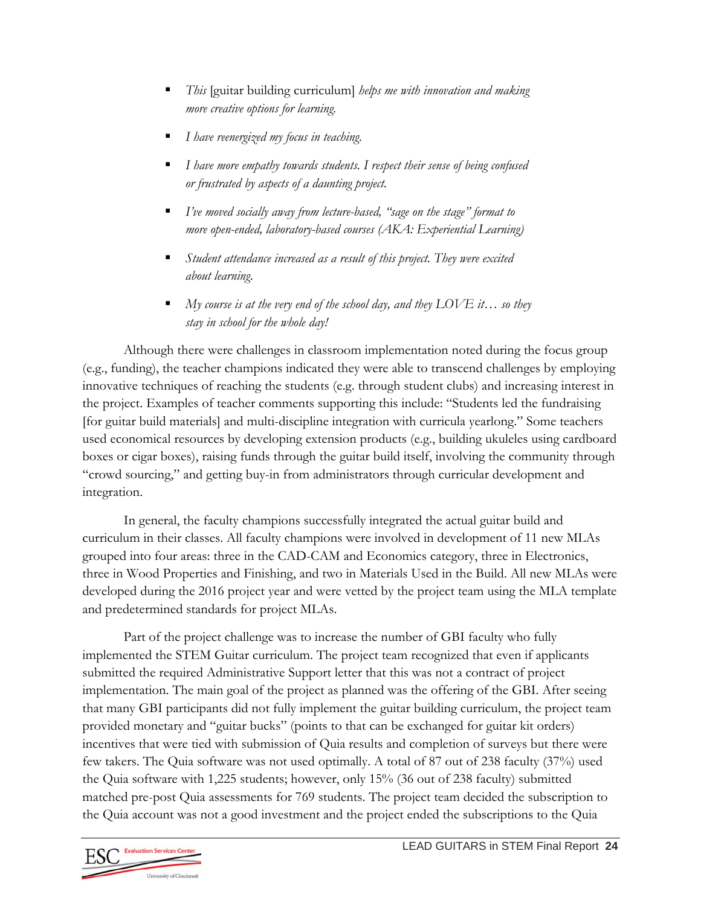- *This* [guitar building curriculum] *helps me with innovation and making more creative options for learning.*
- *I have reenergized my focus in teaching.*
- *I have more empathy towards students. I respect their sense of being confused or frustrated by aspects of a daunting project.*
- *I've moved socially away from lecture-based, "sage on the stage" format to more open-ended, laboratory-based courses (AKA: Experiential Learning)*
- *Student attendance increased as a result of this project. They were excited about learning.*
- *My course is at the very end of the school day, and they LOVE it… so they stay in school for the whole day!*

Although there were challenges in classroom implementation noted during the focus group (e.g., funding), the teacher champions indicated they were able to transcend challenges by employing innovative techniques of reaching the students (e.g. through student clubs) and increasing interest in the project. Examples of teacher comments supporting this include: "Students led the fundraising [for guitar build materials] and multi-discipline integration with curricula yearlong." Some teachers used economical resources by developing extension products (e.g., building ukuleles using cardboard boxes or cigar boxes), raising funds through the guitar build itself, involving the community through "crowd sourcing," and getting buy-in from administrators through curricular development and integration.

In general, the faculty champions successfully integrated the actual guitar build and curriculum in their classes. All faculty champions were involved in development of 11 new MLAs grouped into four areas: three in the CAD-CAM and Economics category, three in Electronics, three in Wood Properties and Finishing, and two in Materials Used in the Build. All new MLAs were developed during the 2016 project year and were vetted by the project team using the MLA template and predetermined standards for project MLAs.

Part of the project challenge was to increase the number of GBI faculty who fully implemented the STEM Guitar curriculum. The project team recognized that even if applicants submitted the required Administrative Support letter that this was not a contract of project implementation. The main goal of the project as planned was the offering of the GBI. After seeing that many GBI participants did not fully implement the guitar building curriculum, the project team provided monetary and "guitar bucks" (points to that can be exchanged for guitar kit orders) incentives that were tied with submission of Quia results and completion of surveys but there were few takers. The Quia software was not used optimally. A total of 87 out of 238 faculty (37%) used the Quia software with 1,225 students; however, only 15% (36 out of 238 faculty) submitted matched pre-post Quia assessments for 769 students. The project team decided the subscription to the Quia account was not a good investment and the project ended the subscriptions to the Quia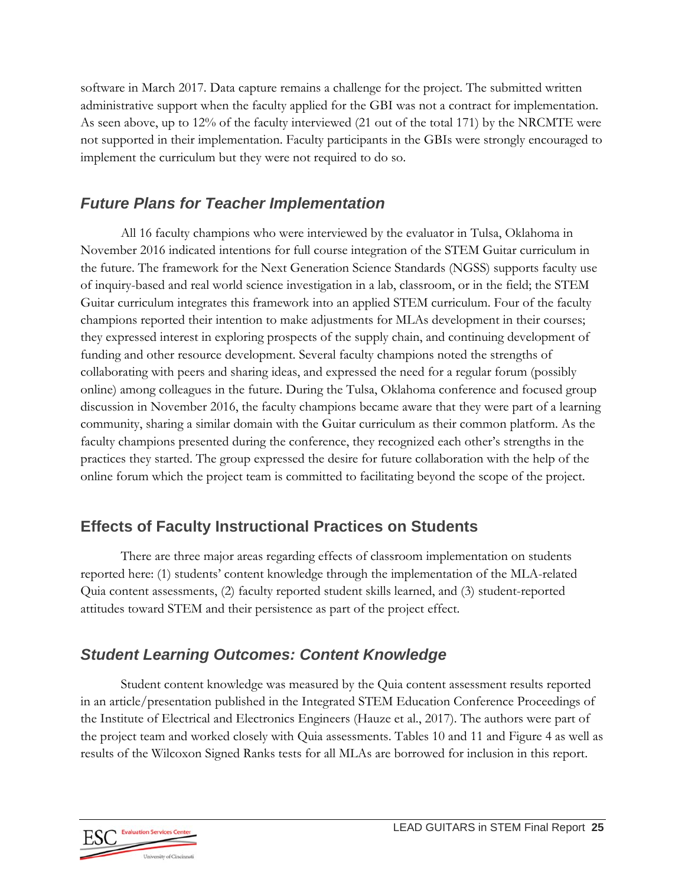software in March 2017. Data capture remains a challenge for the project. The submitted written administrative support when the faculty applied for the GBI was not a contract for implementation. As seen above, up to 12% of the faculty interviewed (21 out of the total 171) by the NRCMTE were not supported in their implementation. Faculty participants in the GBIs were strongly encouraged to implement the curriculum but they were not required to do so.

### *Future Plans for Teacher Implementation*

All 16 faculty champions who were interviewed by the evaluator in Tulsa, Oklahoma in November 2016 indicated intentions for full course integration of the STEM Guitar curriculum in the future. The framework for the Next Generation Science Standards (NGSS) supports faculty use of inquiry-based and real world science investigation in a lab, classroom, or in the field; the STEM Guitar curriculum integrates this framework into an applied STEM curriculum. Four of the faculty champions reported their intention to make adjustments for MLAs development in their courses; they expressed interest in exploring prospects of the supply chain, and continuing development of funding and other resource development. Several faculty champions noted the strengths of collaborating with peers and sharing ideas, and expressed the need for a regular forum (possibly online) among colleagues in the future. During the Tulsa, Oklahoma conference and focused group discussion in November 2016, the faculty champions became aware that they were part of a learning community, sharing a similar domain with the Guitar curriculum as their common platform. As the faculty champions presented during the conference, they recognized each other's strengths in the practices they started. The group expressed the desire for future collaboration with the help of the online forum which the project team is committed to facilitating beyond the scope of the project.

## Effects of Faculty Instructional Practices on Students

There are three major areas regarding effects of classroom implementation on students reported here: (1) students' content knowledge through the implementation of the MLA-related Quia content assessments, (2) faculty reported student skills learned, and (3) student-reported attitudes toward STEM and their persistence as part of the project effect.

### *Student Learning Outcomes: Content Knowledge*

Student content knowledge was measured by the Quia content assessment results reported in an article/presentation published in the Integrated STEM Education Conference Proceedings of the Institute of Electrical and Electronics Engineers (Hauze et al., 2017). The authors were part of the project team and worked closely with Quia assessments. Tables 10 and 11 and Figure 4 as well as results of the Wilcoxon Signed Ranks tests for all MLAs are borrowed for inclusion in this report.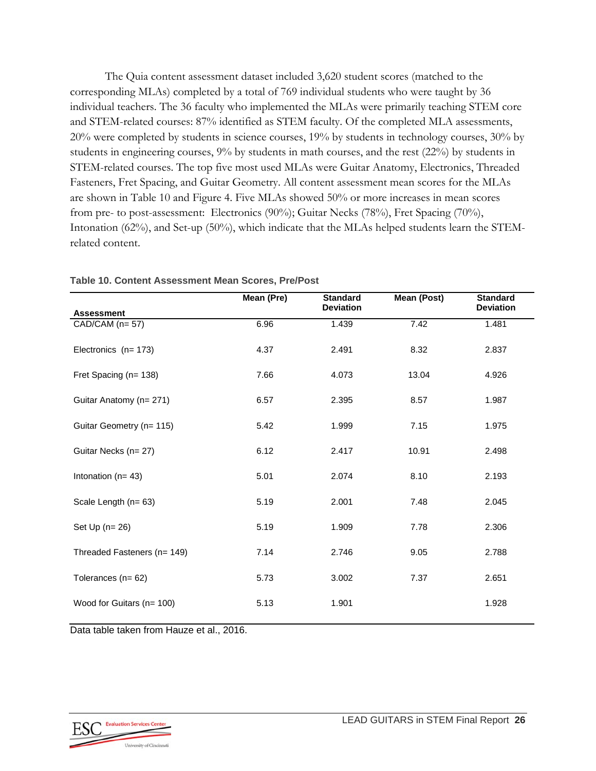The Quia content assessment dataset included 3,620 student scores (matched to the corresponding MLAs) completed by a total of 769 individual students who were taught by 36 individual teachers. The 36 faculty who implemented the MLAs were primarily teaching STEM core and STEM-related courses: 87% identified as STEM faculty. Of the completed MLA assessments, 20% were completed by students in science courses, 19% by students in technology courses, 30% by students in engineering courses, 9% by students in math courses, and the rest (22%) by students in STEM-related courses. The top five most used MLAs were Guitar Anatomy, Electronics, Threaded Fasteners, Fret Spacing, and Guitar Geometry. All content assessment mean scores for the MLAs are shown in Table 10 and Figure 4. Five MLAs showed 50% or more increases in mean scores from pre- to post-assessment: Electronics (90%); Guitar Necks (78%), Fret Spacing (70%), Intonation (62%), and Set-up (50%), which indicate that the MLAs helped students learn the STEM-related content.

**Table 10. Content Assessment Mean Scores, Pre/Post**

| Assessment | Mean (Pre) | Standard Deviation | Mean (Post) | Standard Deviation |
|---|---|---|---|---|
| CAD/CAM (n= 57) | 6.96 | 1.439 | 7.42 | 1.481 |
| Electronics (n= 173) | 4.37 | 2.491 | 8.32 | 2.837 |
| Fret Spacing (n= 138) | 7.66 | 4.073 | 13.04 | 4.926 |
| Guitar Anatomy (n= 271) | 6.57 | 2.395 | 8.57 | 1.987 |
| Guitar Geometry (n= 115) | 5.42 | 1.999 | 7.15 | 1.975 |
| Guitar Necks (n= 27) | 6.12 | 2.417 | 10.91 | 2.498 |
| Intonation (n= 43) | 5.01 | 2.074 | 8.10 | 2.193 |
| Scale Length (n= 63) | 5.19 | 2.001 | 7.48 | 2.045 |
| Set Up (n= 26) | 5.19 | 1.909 | 7.78 | 2.306 |
| Threaded Fasteners (n= 149) | 7.14 | 2.746 | 9.05 | 2.788 |
| Tolerances (n= 62) | 5.73 | 3.002 | 7.37 | 2.651 |
| Wood for Guitars (n= 100) | 5.13 | 1.901 | | 1.928 |

Data table taken from Hauze et al., 2016.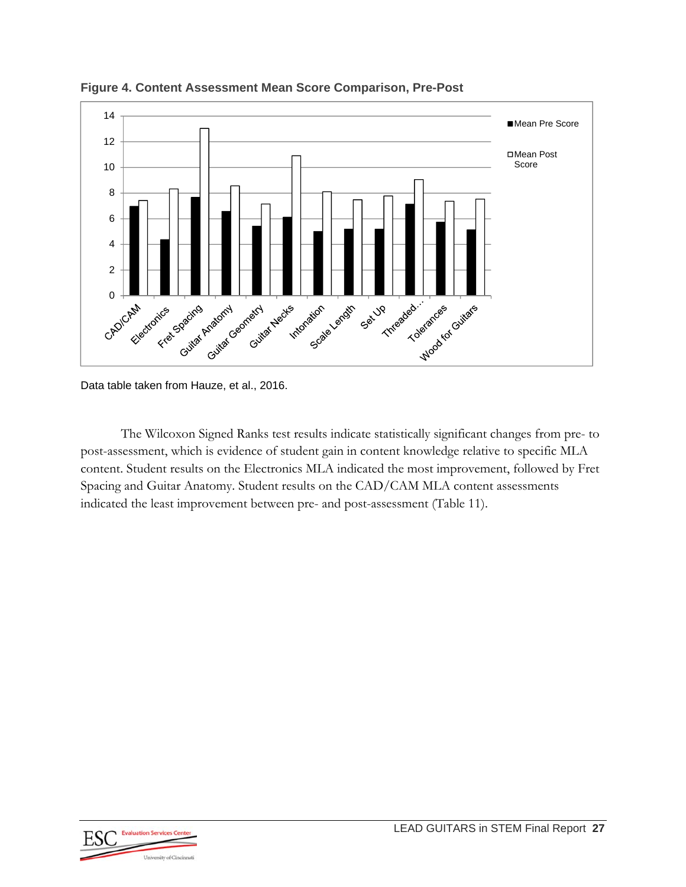**Figure 4. Content Assessment Mean Score Comparison, Pre-Post**

Data table taken from Hauze, et al., 2016.

The Wilcoxon Signed Ranks test results indicate statistically significant changes from pre- to post-assessment, which is evidence of student gain in content knowledge relative to specific MLA content. Student results on the Electronics MLA indicated the most improvement, followed by Fret Spacing and Guitar Anatomy. Student results on the CAD/CAM MLA content assessments indicated the least improvement between pre- and post-assessment (Table 11).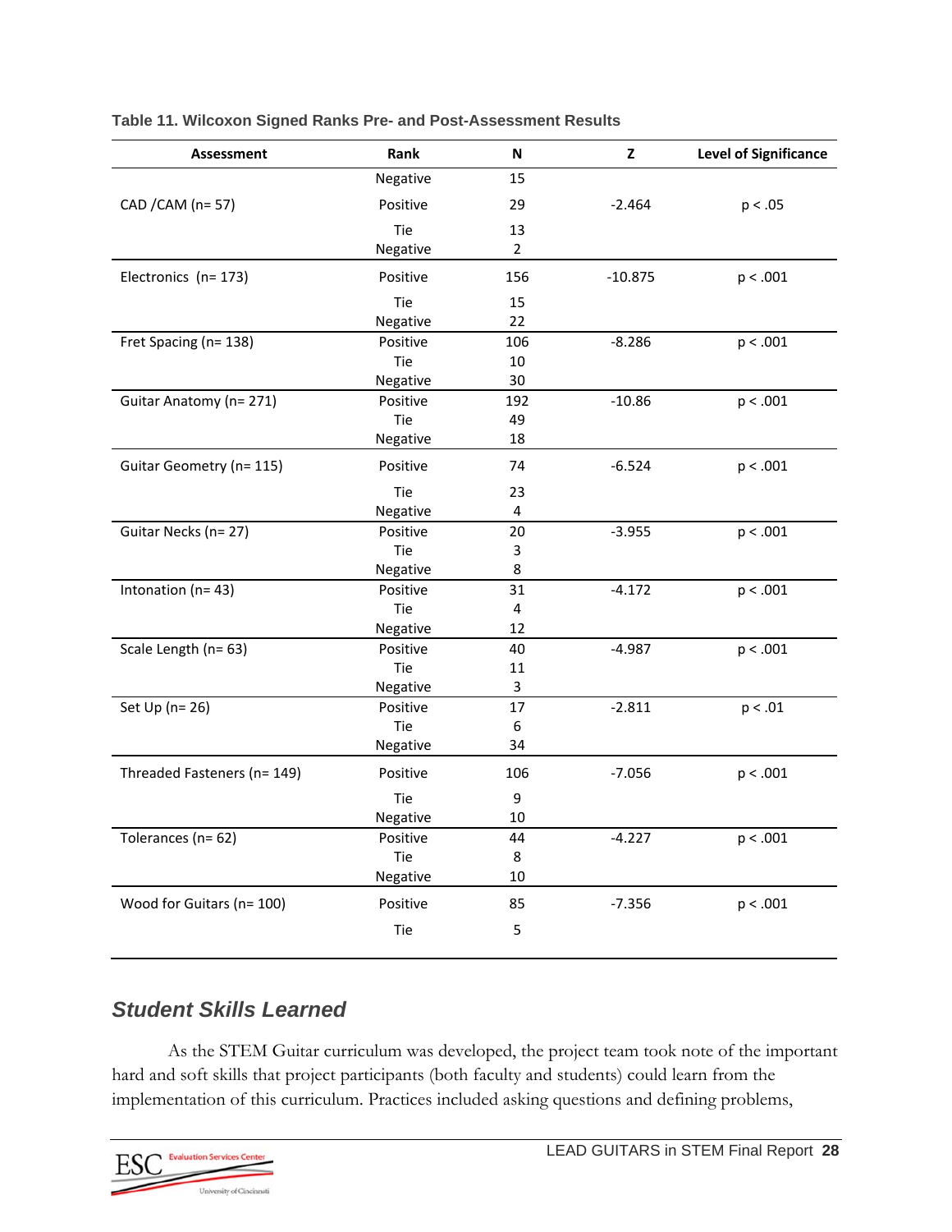**Table 11. Wilcoxon Signed Ranks Pre- and Post-Assessment Results**

| Assessment | Rank | N | Z | Level of Significance |
|---|---|---|---|---|
| CAD /CAM (n= 57) | Negative | 15 | | |
| | Positive | 29 | -2.464 | p < .05 |
| | Tie | 13 | | |
| Electronics (n= 173) | Negative | 2 | | |
| | Positive | 156 | -10.875 | p < .001 |
| | Tie | 15 | | |
| Fret Spacing (n= 138) | Negative | 22 | | |
| | Positive | 106 | -8.286 | p < .001 |
| | Tie | 10 | | |
| Guitar Anatomy (n= 271) | Negative | 30 | | |
| | Positive | 192 | -10.86 | p < .001 |
| | Tie | 49 | | |
| Guitar Geometry (n= 115) | Negative | 18 | | |
| | Positive | 74 | -6.524 | p < .001 |
| | Tie | 23 | | |
| Guitar Necks (n= 27) | Negative | 4 | | |
| | Positive | 20 | -3.955 | p < .001 |
| | Tie | 3 | | |
| Intonation (n= 43) | Negative | 8 | | |
| | Positive | 31 | -4.172 | p < .001 |
| | Tie | 4 | | |
| Scale Length (n= 63) | Negative | 12 | | |
| | Positive | 40 | -4.987 | p < .001 |
| | Tie | 11 | | |
| Set Up (n= 26) | Negative | 3 | | |
| | Positive | 17 | -2.811 | p < .01 |
| | Tie | 6 | | |
| Threaded Fasteners (n= 149) | Negative | 34 | | |
| | Positive | 106 | -7.056 | p < .001 |
| | Tie | 9 | | |
| Tolerances (n= 62) | Negative | 10 | | |
| | Positive | 44 | -4.227 | p < .001 |
| | Tie | 8 | | |
| Wood for Guitars (n= 100) | Negative | 10 | | |
| | Positive | 85 | -7.356 | p < .001 |
| | Tie | 5 | | |

## *Student Skills Learned*

As the STEM Guitar curriculum was developed, the project team took note of the important hard and soft skills that project participants (both faculty and students) could learn from the implementation of this curriculum. Practices included asking questions and defining problems,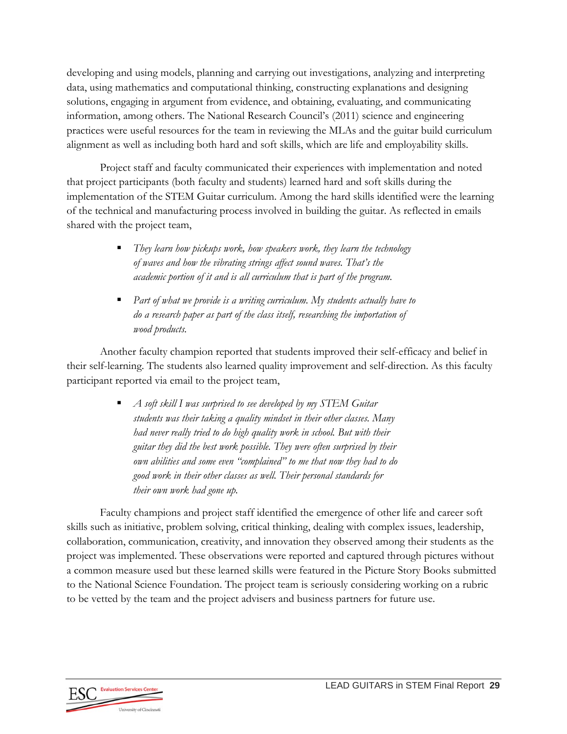developing and using models, planning and carrying out investigations, analyzing and interpreting data, using mathematics and computational thinking, constructing explanations and designing solutions, engaging in argument from evidence, and obtaining, evaluating, and communicating information, among others. The National Research Council's (2011) science and engineering practices were useful resources for the team in reviewing the MLAs and the guitar build curriculum alignment as well as including both hard and soft skills, which are life and employability skills.

Project staff and faculty communicated their experiences with implementation and noted that project participants (both faculty and students) learned hard and soft skills during the implementation of the STEM Guitar curriculum. Among the hard skills identified were the learning of the technical and manufacturing process involved in building the guitar. As reflected in emails shared with the project team,

- *They learn how pickups work, how speakers work, they learn the technology of waves and how the vibrating strings affect sound waves. That's the academic portion of it and is all curriculum that is part of the program.*
- *Part of what we provide is a writing curriculum. My students actually have to do a research paper as part of the class itself, researching the importation of wood products.*

Another faculty champion reported that students improved their self-efficacy and belief in their self-learning. The students also learned quality improvement and self-direction. As this faculty participant reported via email to the project team,

- *A soft skill I was surprised to see developed by my STEM Guitar students was their taking a quality mindset in their other classes. Many had never really tried to do high quality work in school. But with their guitar they did the best work possible. They were often surprised by their own abilities and some even "complained" to me that now they had to do good work in their other classes as well. Their personal standards for their own work had gone up.*

Faculty champions and project staff identified the emergence of other life and career soft skills such as initiative, problem solving, critical thinking, dealing with complex issues, leadership, collaboration, communication, creativity, and innovation they observed among their students as the project was implemented. These observations were reported and captured through pictures without a common measure used but these learned skills were featured in the Picture Story Books submitted to the National Science Foundation. The project team is seriously considering working on a rubric to be vetted by the team and the project advisers and business partners for future use.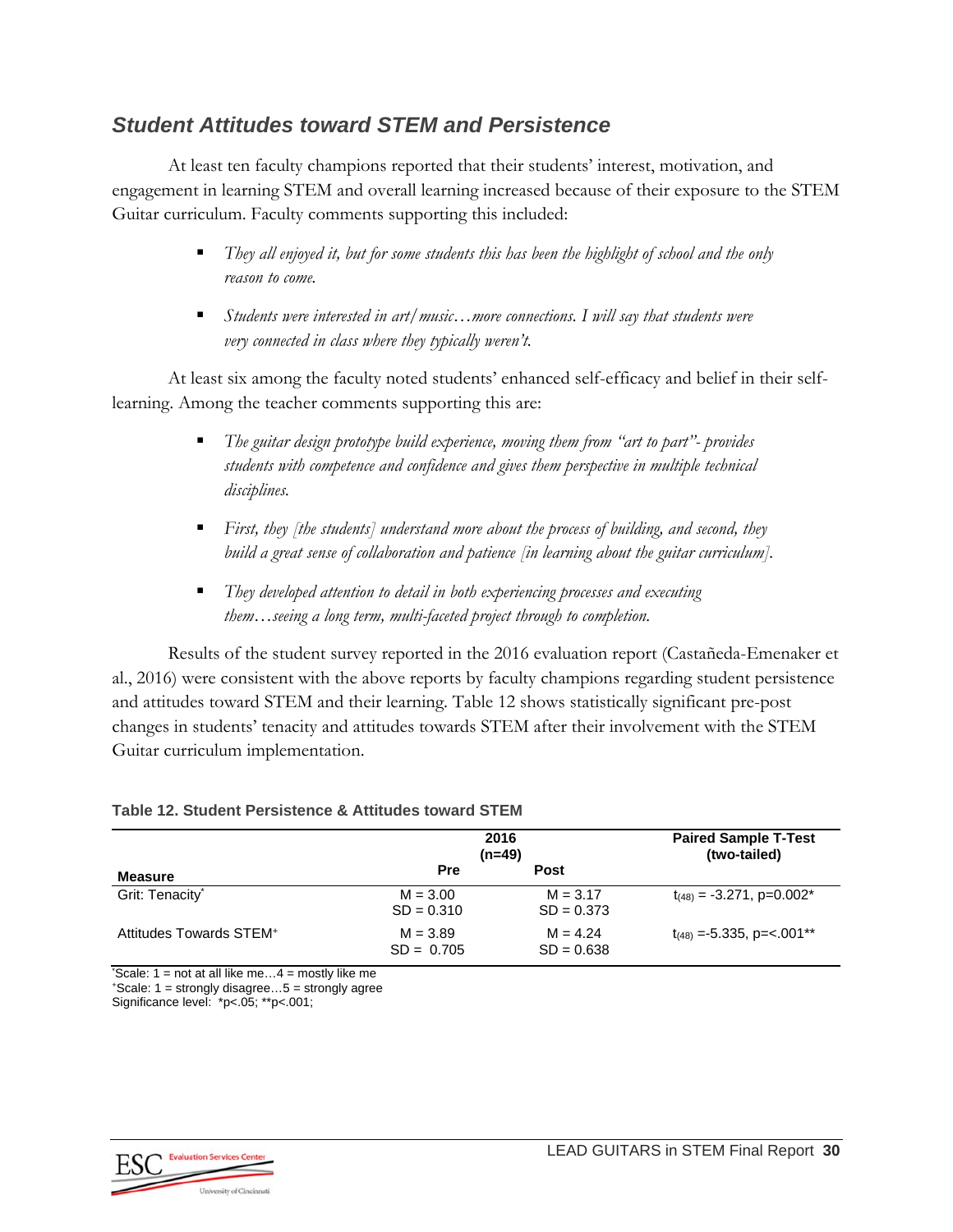## *Student Attitudes toward STEM and Persistence*

At least ten faculty champions reported that their students' interest, motivation, and engagement in learning STEM and overall learning increased because of their exposure to the STEM Guitar curriculum. Faculty comments supporting this included:

- *They all enjoyed it, but for some students this has been the highlight of school and the only reason to come.*
- *Students were interested in art/music…more connections. I will say that students were very connected in class where they typically weren't.*

At least six among the faculty noted students' enhanced self-efficacy and belief in their self-learning. Among the teacher comments supporting this are:

- *The guitar design prototype build experience, moving them from "art to part"- provides students with competence and confidence and gives them perspective in multiple technical disciplines.*
- *First, they [the students] understand more about the process of building, and second, they build a great sense of collaboration and patience [in learning about the guitar curriculum].*
- *They developed attention to detail in both experiencing processes and executing them…seeing a long term, multi-faceted project through to completion.*

Results of the student survey reported in the 2016 evaluation report (Castañeda-Emenaker et al., 2016) were consistent with the above reports by faculty champions regarding student persistence and attitudes toward STEM and their learning. Table 12 shows statistically significant pre-post changes in students' tenacity and attitudes towards STEM after their involvement with the STEM Guitar curriculum implementation.

**Table 12. Student Persistence & Attitudes toward STEM**

| | 2016 (n=49) | | Paired Sample T-Test (two-tailed) |
|---|---|---|---|
| **Measure** | **Pre** | **Post** | |
| Grit: Tenacity* | M = 3.00<br>SD = 0.310 | M = 3.17<br>SD = 0.373 | $t_{(48)}$ = -3.271, p=0.002* |
| Attitudes Towards STEM⁺ | M = 3.89<br>SD = 0.705 | M = 4.24<br>SD = 0.638 | $t_{(48)}$ =-5.335, p=<.001** |

*Scale: 1 = not at all like me…4 = mostly like me
⁺Scale: 1 = strongly disagree…5 = strongly agree
Significance level: *p<.05; **p<.001;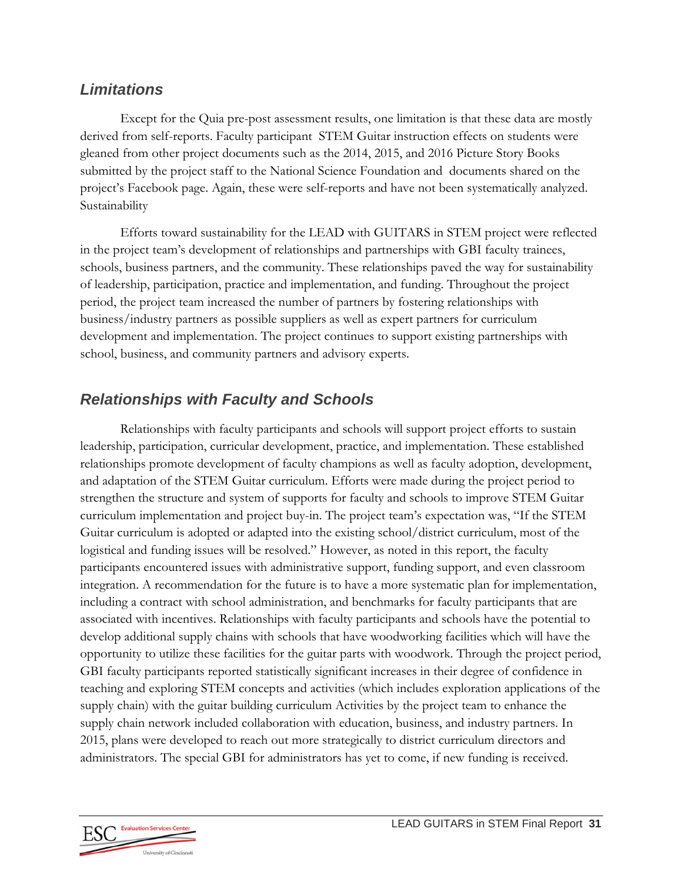### *Limitations*

Except for the Quia pre-post assessment results, one limitation is that these data are mostly derived from self-reports. Faculty participant STEM Guitar instruction effects on students were gleaned from other project documents such as the 2014, 2015, and 2016 Picture Story Books submitted by the project staff to the National Science Foundation and documents shared on the project's Facebook page. Again, these were self-reports and have not been systematically analyzed. Sustainability

Efforts toward sustainability for the LEAD with GUITARS in STEM project were reflected in the project team's development of relationships and partnerships with GBI faculty trainees, schools, business partners, and the community. These relationships paved the way for sustainability of leadership, participation, practice and implementation, and funding. Throughout the project period, the project team increased the number of partners by fostering relationships with business/industry partners as possible suppliers as well as expert partners for curriculum development and implementation. The project continues to support existing partnerships with school, business, and community partners and advisory experts.

### *Relationships with Faculty and Schools*

Relationships with faculty participants and schools will support project efforts to sustain leadership, participation, curricular development, practice, and implementation. These established relationships promote development of faculty champions as well as faculty adoption, development, and adaptation of the STEM Guitar curriculum. Efforts were made during the project period to strengthen the structure and system of supports for faculty and schools to improve STEM Guitar curriculum implementation and project buy-in. The project team's expectation was, "If the STEM Guitar curriculum is adopted or adapted into the existing school/district curriculum, most of the logistical and funding issues will be resolved." However, as noted in this report, the faculty participants encountered issues with administrative support, funding support, and even classroom integration. A recommendation for the future is to have a more systematic plan for implementation, including a contract with school administration, and benchmarks for faculty participants that are associated with incentives. Relationships with faculty participants and schools have the potential to develop additional supply chains with schools that have woodworking facilities which will have the opportunity to utilize these facilities for the guitar parts with woodwork. Through the project period, GBI faculty participants reported statistically significant increases in their degree of confidence in teaching and exploring STEM concepts and activities (which includes exploration applications of the supply chain) with the guitar building curriculum Activities by the project team to enhance the supply chain network included collaboration with education, business, and industry partners. In 2015, plans were developed to reach out more strategically to district curriculum directors and administrators. The special GBI for administrators has yet to come, if new funding is received.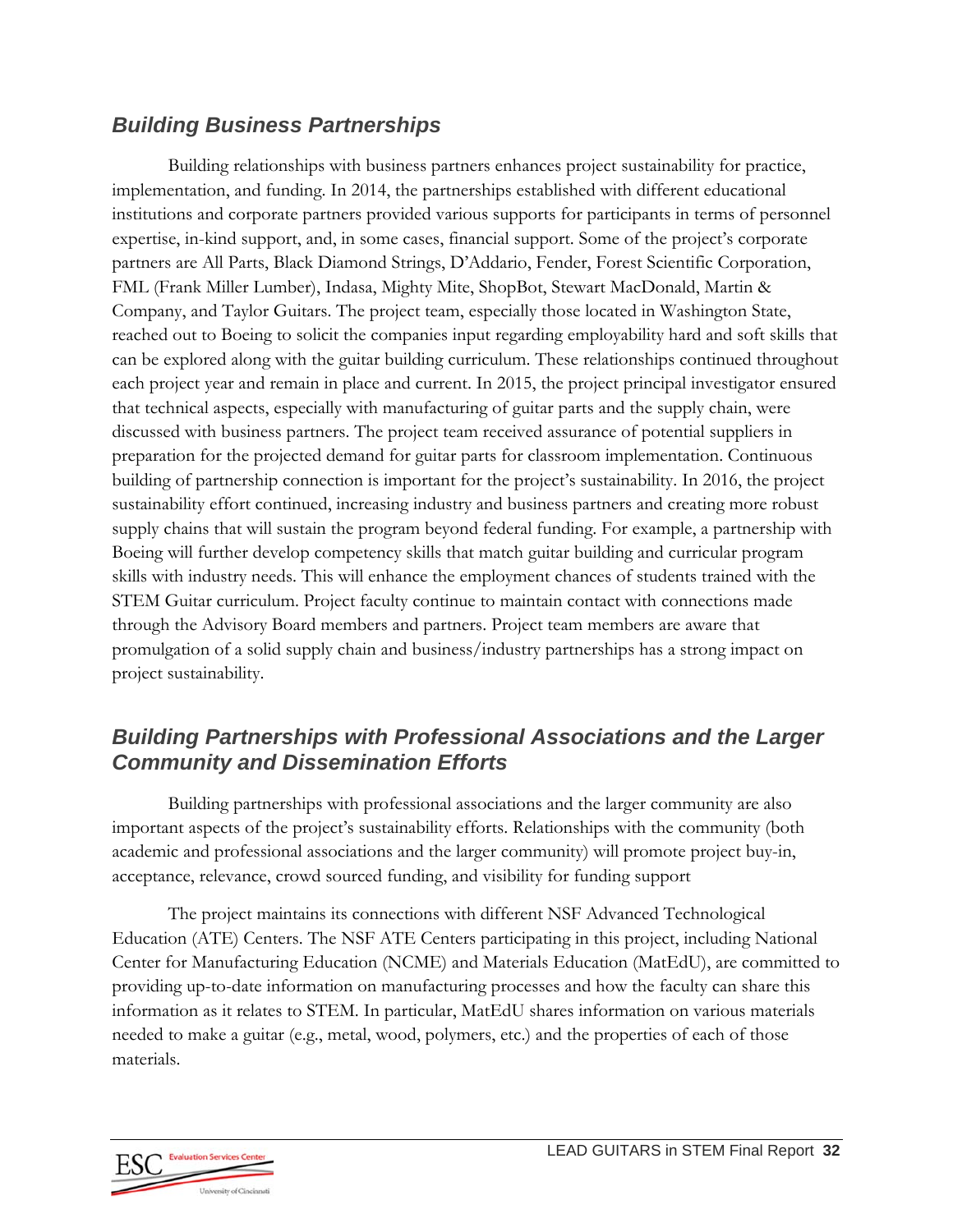### *Building Business Partnerships*

Building relationships with business partners enhances project sustainability for practice, implementation, and funding. In 2014, the partnerships established with different educational institutions and corporate partners provided various supports for participants in terms of personnel expertise, in-kind support, and, in some cases, financial support. Some of the project's corporate partners are All Parts, Black Diamond Strings, D'Addario, Fender, Forest Scientific Corporation, FML (Frank Miller Lumber), Indasa, Mighty Mite, ShopBot, Stewart MacDonald, Martin & Company, and Taylor Guitars. The project team, especially those located in Washington State, reached out to Boeing to solicit the companies input regarding employability hard and soft skills that can be explored along with the guitar building curriculum. These relationships continued throughout each project year and remain in place and current. In 2015, the project principal investigator ensured that technical aspects, especially with manufacturing of guitar parts and the supply chain, were discussed with business partners. The project team received assurance of potential suppliers in preparation for the projected demand for guitar parts for classroom implementation. Continuous building of partnership connection is important for the project's sustainability. In 2016, the project sustainability effort continued, increasing industry and business partners and creating more robust supply chains that will sustain the program beyond federal funding. For example, a partnership with Boeing will further develop competency skills that match guitar building and curricular program skills with industry needs. This will enhance the employment chances of students trained with the STEM Guitar curriculum. Project faculty continue to maintain contact with connections made through the Advisory Board members and partners. Project team members are aware that promulgation of a solid supply chain and business/industry partnerships has a strong impact on project sustainability.

### *Building Partnerships with Professional Associations and the Larger Community and Dissemination Efforts*

Building partnerships with professional associations and the larger community are also important aspects of the project's sustainability efforts. Relationships with the community (both academic and professional associations and the larger community) will promote project buy-in, acceptance, relevance, crowd sourced funding, and visibility for funding support

The project maintains its connections with different NSF Advanced Technological Education (ATE) Centers. The NSF ATE Centers participating in this project, including National Center for Manufacturing Education (NCME) and Materials Education (MatEdU), are committed to providing up-to-date information on manufacturing processes and how the faculty can share this information as it relates to STEM. In particular, MatEdU shares information on various materials needed to make a guitar (e.g., metal, wood, polymers, etc.) and the properties of each of those materials.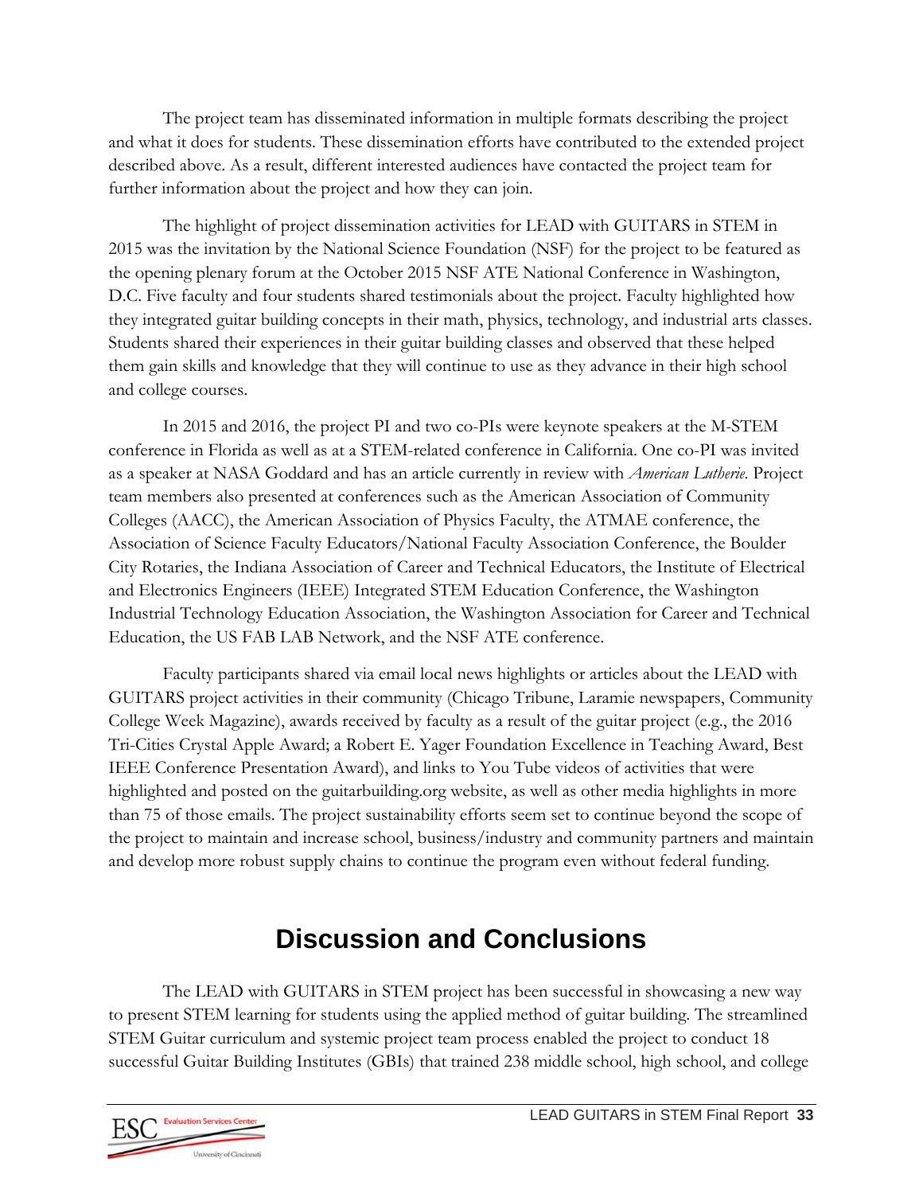The project team has disseminated information in multiple formats describing the project and what it does for students. These dissemination efforts have contributed to the extended project described above. As a result, different interested audiences have contacted the project team for further information about the project and how they can join.

The highlight of project dissemination activities for LEAD with GUITARS in STEM in 2015 was the invitation by the National Science Foundation (NSF) for the project to be featured as the opening plenary forum at the October 2015 NSF ATE National Conference in Washington, D.C. Five faculty and four students shared testimonials about the project. Faculty highlighted how they integrated guitar building concepts in their math, physics, technology, and industrial arts classes. Students shared their experiences in their guitar building classes and observed that these helped them gain skills and knowledge that they will continue to use as they advance in their high school and college courses.

In 2015 and 2016, the project PI and two co-PIs were keynote speakers at the M-STEM conference in Florida as well as at a STEM-related conference in California. One co-PI was invited as a speaker at NASA Goddard and has an article currently in review with *American Lutherie*. Project team members also presented at conferences such as the American Association of Community Colleges (AACC), the American Association of Physics Faculty, the ATMAE conference, the Association of Science Faculty Educators/National Faculty Association Conference, the Boulder City Rotaries, the Indiana Association of Career and Technical Educators, the Institute of Electrical and Electronics Engineers (IEEE) Integrated STEM Education Conference, the Washington Industrial Technology Education Association, the Washington Association for Career and Technical Education, the US FAB LAB Network, and the NSF ATE conference.

Faculty participants shared via email local news highlights or articles about the LEAD with GUITARS project activities in their community (Chicago Tribune, Laramie newspapers, Community College Week Magazine), awards received by faculty as a result of the guitar project (e.g., the 2016 Tri-Cities Crystal Apple Award; a Robert E. Yager Foundation Excellence in Teaching Award, Best IEEE Conference Presentation Award), and links to You Tube videos of activities that were highlighted and posted on the guitarbuilding.org website, as well as other media highlights in more than 75 of those emails. The project sustainability efforts seem set to continue beyond the scope of the project to maintain and increase school, business/industry and community partners and maintain and develop more robust supply chains to continue the program even without federal funding.

# Discussion and Conclusions

The LEAD with GUITARS in STEM project has been successful in showcasing a new way to present STEM learning for students using the applied method of guitar building. The streamlined STEM Guitar curriculum and systemic project team process enabled the project to conduct 18 successful Guitar Building Institutes (GBIs) that trained 238 middle school, high school, and college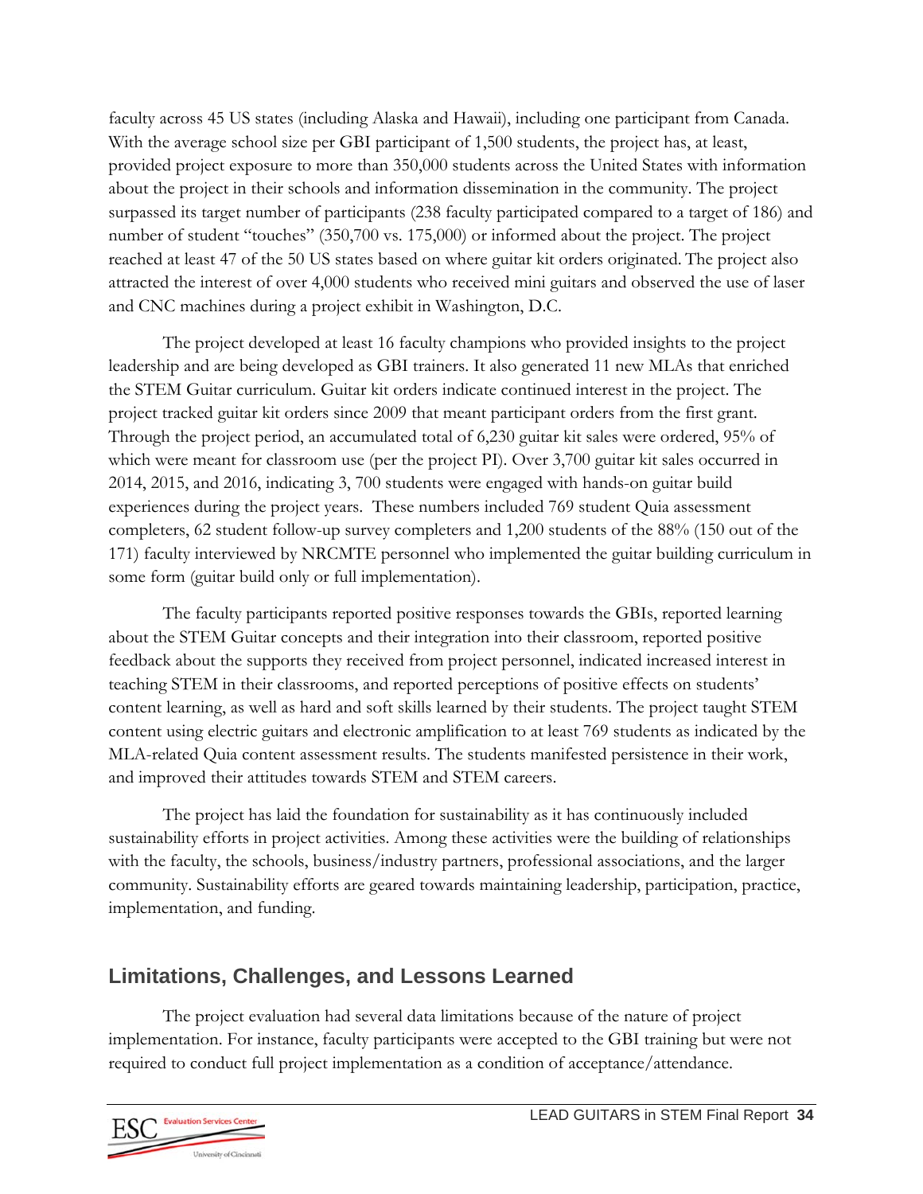faculty across 45 US states (including Alaska and Hawaii), including one participant from Canada. With the average school size per GBI participant of 1,500 students, the project has, at least, provided project exposure to more than 350,000 students across the United States with information about the project in their schools and information dissemination in the community. The project surpassed its target number of participants (238 faculty participated compared to a target of 186) and number of student "touches" (350,700 vs. 175,000) or informed about the project. The project reached at least 47 of the 50 US states based on where guitar kit orders originated. The project also attracted the interest of over 4,000 students who received mini guitars and observed the use of laser and CNC machines during a project exhibit in Washington, D.C.

The project developed at least 16 faculty champions who provided insights to the project leadership and are being developed as GBI trainers. It also generated 11 new MLAs that enriched the STEM Guitar curriculum. Guitar kit orders indicate continued interest in the project. The project tracked guitar kit orders since 2009 that meant participant orders from the first grant. Through the project period, an accumulated total of 6,230 guitar kit sales were ordered, 95% of which were meant for classroom use (per the project PI). Over 3,700 guitar kit sales occurred in 2014, 2015, and 2016, indicating 3, 700 students were engaged with hands-on guitar build experiences during the project years. These numbers included 769 student Quia assessment completers, 62 student follow-up survey completers and 1,200 students of the 88% (150 out of the 171) faculty interviewed by NRCMTE personnel who implemented the guitar building curriculum in some form (guitar build only or full implementation).

The faculty participants reported positive responses towards the GBIs, reported learning about the STEM Guitar concepts and their integration into their classroom, reported positive feedback about the supports they received from project personnel, indicated increased interest in teaching STEM in their classrooms, and reported perceptions of positive effects on students' content learning, as well as hard and soft skills learned by their students. The project taught STEM content using electric guitars and electronic amplification to at least 769 students as indicated by the MLA-related Quia content assessment results. The students manifested persistence in their work, and improved their attitudes towards STEM and STEM careers.

The project has laid the foundation for sustainability as it has continuously included sustainability efforts in project activities. Among these activities were the building of relationships with the faculty, the schools, business/industry partners, professional associations, and the larger community. Sustainability efforts are geared towards maintaining leadership, participation, practice, implementation, and funding.

## Limitations, Challenges, and Lessons Learned

The project evaluation had several data limitations because of the nature of project implementation. For instance, faculty participants were accepted to the GBI training but were not required to conduct full project implementation as a condition of acceptance/attendance.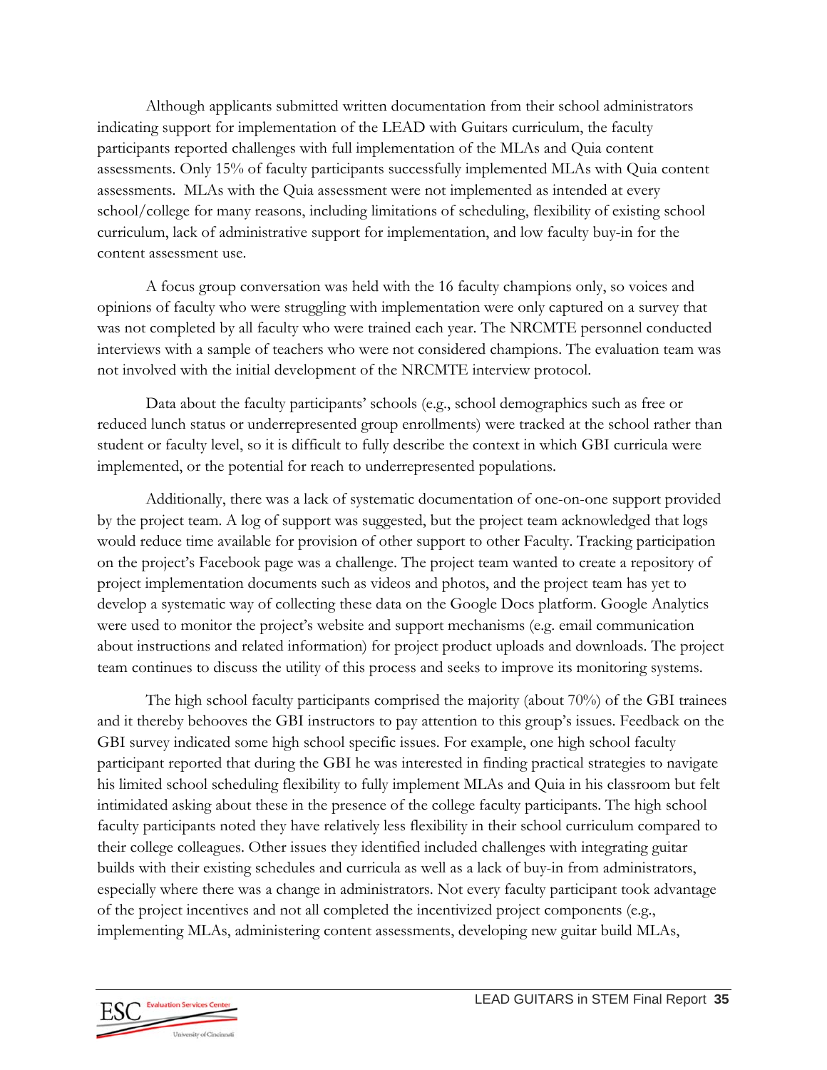Although applicants submitted written documentation from their school administrators indicating support for implementation of the LEAD with Guitars curriculum, the faculty participants reported challenges with full implementation of the MLAs and Quia content assessments. Only 15% of faculty participants successfully implemented MLAs with Quia content assessments. MLAs with the Quia assessment were not implemented as intended at every school/college for many reasons, including limitations of scheduling, flexibility of existing school curriculum, lack of administrative support for implementation, and low faculty buy-in for the content assessment use.

A focus group conversation was held with the 16 faculty champions only, so voices and opinions of faculty who were struggling with implementation were only captured on a survey that was not completed by all faculty who were trained each year. The NRCMTE personnel conducted interviews with a sample of teachers who were not considered champions. The evaluation team was not involved with the initial development of the NRCMTE interview protocol.

Data about the faculty participants' schools (e.g., school demographics such as free or reduced lunch status or underrepresented group enrollments) were tracked at the school rather than student or faculty level, so it is difficult to fully describe the context in which GBI curricula were implemented, or the potential for reach to underrepresented populations.

Additionally, there was a lack of systematic documentation of one-on-one support provided by the project team. A log of support was suggested, but the project team acknowledged that logs would reduce time available for provision of other support to other Faculty. Tracking participation on the project's Facebook page was a challenge. The project team wanted to create a repository of project implementation documents such as videos and photos, and the project team has yet to develop a systematic way of collecting these data on the Google Docs platform. Google Analytics were used to monitor the project's website and support mechanisms (e.g. email communication about instructions and related information) for project product uploads and downloads. The project team continues to discuss the utility of this process and seeks to improve its monitoring systems.

The high school faculty participants comprised the majority (about 70%) of the GBI trainees and it thereby behooves the GBI instructors to pay attention to this group's issues. Feedback on the GBI survey indicated some high school specific issues. For example, one high school faculty participant reported that during the GBI he was interested in finding practical strategies to navigate his limited school scheduling flexibility to fully implement MLAs and Quia in his classroom but felt intimidated asking about these in the presence of the college faculty participants. The high school faculty participants noted they have relatively less flexibility in their school curriculum compared to their college colleagues. Other issues they identified included challenges with integrating guitar builds with their existing schedules and curricula as well as a lack of buy-in from administrators, especially where there was a change in administrators. Not every faculty participant took advantage of the project incentives and not all completed the incentivized project components (e.g., implementing MLAs, administering content assessments, developing new guitar build MLAs,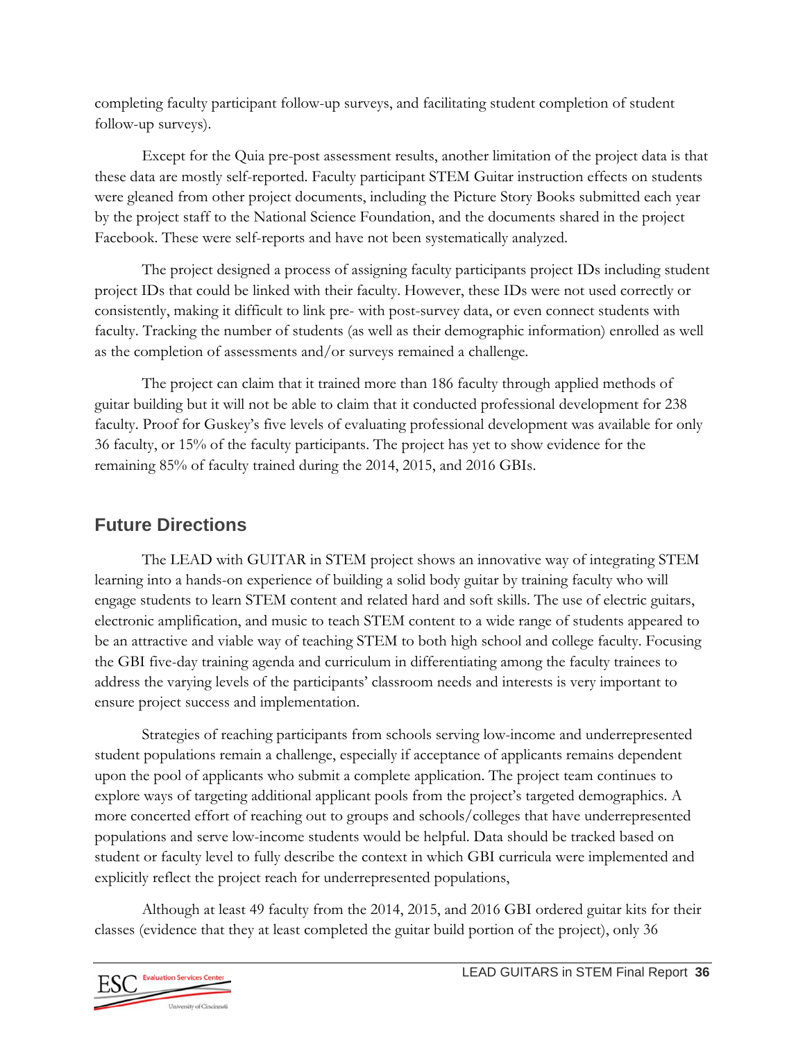completing faculty participant follow-up surveys, and facilitating student completion of student follow-up surveys).

Except for the Quia pre-post assessment results, another limitation of the project data is that these data are mostly self-reported. Faculty participant STEM Guitar instruction effects on students were gleaned from other project documents, including the Picture Story Books submitted each year by the project staff to the National Science Foundation, and the documents shared in the project Facebook. These were self-reports and have not been systematically analyzed.

The project designed a process of assigning faculty participants project IDs including student project IDs that could be linked with their faculty. However, these IDs were not used correctly or consistently, making it difficult to link pre- with post-survey data, or even connect students with faculty. Tracking the number of students (as well as their demographic information) enrolled as well as the completion of assessments and/or surveys remained a challenge.

The project can claim that it trained more than 186 faculty through applied methods of guitar building but it will not be able to claim that it conducted professional development for 238 faculty. Proof for Guskey's five levels of evaluating professional development was available for only 36 faculty, or 15% of the faculty participants. The project has yet to show evidence for the remaining 85% of faculty trained during the 2014, 2015, and 2016 GBIs.

## Future Directions

The LEAD with GUITAR in STEM project shows an innovative way of integrating STEM learning into a hands-on experience of building a solid body guitar by training faculty who will engage students to learn STEM content and related hard and soft skills. The use of electric guitars, electronic amplification, and music to teach STEM content to a wide range of students appeared to be an attractive and viable way of teaching STEM to both high school and college faculty. Focusing the GBI five-day training agenda and curriculum in differentiating among the faculty trainees to address the varying levels of the participants' classroom needs and interests is very important to ensure project success and implementation.

Strategies of reaching participants from schools serving low-income and underrepresented student populations remain a challenge, especially if acceptance of applicants remains dependent upon the pool of applicants who submit a complete application. The project team continues to explore ways of targeting additional applicant pools from the project's targeted demographics. A more concerted effort of reaching out to groups and schools/colleges that have underrepresented populations and serve low-income students would be helpful. Data should be tracked based on student or faculty level to fully describe the context in which GBI curricula were implemented and explicitly reflect the project reach for underrepresented populations,

Although at least 49 faculty from the 2014, 2015, and 2016 GBI ordered guitar kits for their classes (evidence that they at least completed the guitar build portion of the project), only 36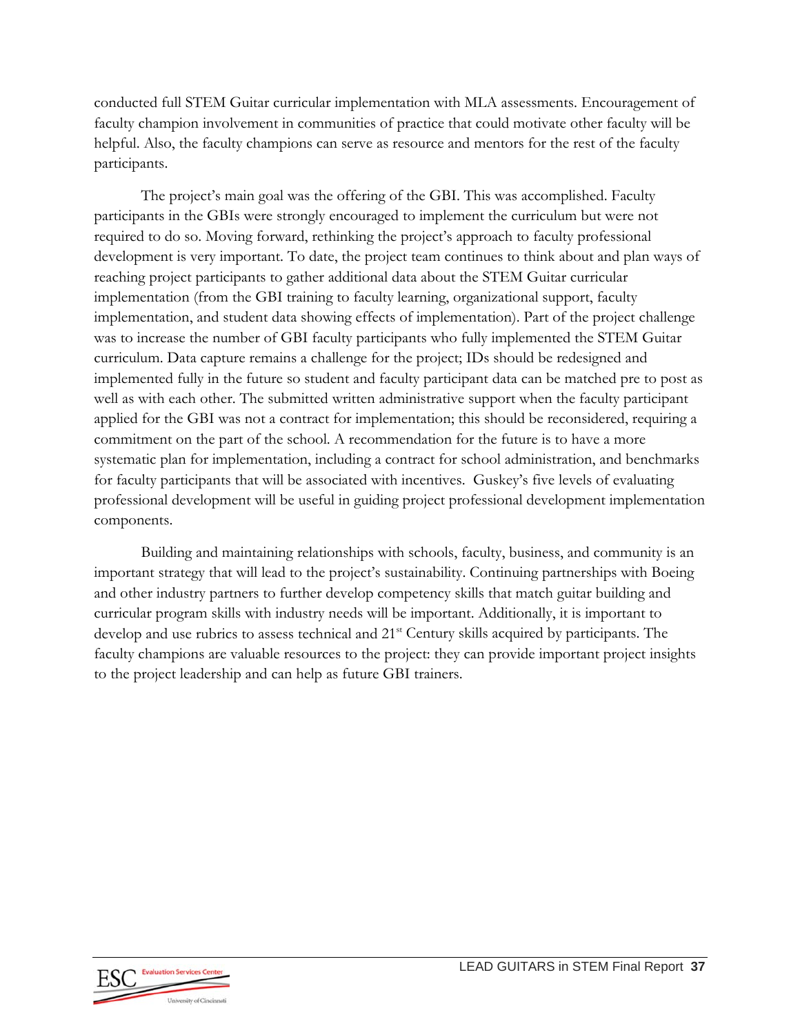conducted full STEM Guitar curricular implementation with MLA assessments. Encouragement of faculty champion involvement in communities of practice that could motivate other faculty will be helpful. Also, the faculty champions can serve as resource and mentors for the rest of the faculty participants.

The project's main goal was the offering of the GBI. This was accomplished. Faculty participants in the GBIs were strongly encouraged to implement the curriculum but were not required to do so. Moving forward, rethinking the project's approach to faculty professional development is very important. To date, the project team continues to think about and plan ways of reaching project participants to gather additional data about the STEM Guitar curricular implementation (from the GBI training to faculty learning, organizational support, faculty implementation, and student data showing effects of implementation). Part of the project challenge was to increase the number of GBI faculty participants who fully implemented the STEM Guitar curriculum. Data capture remains a challenge for the project; IDs should be redesigned and implemented fully in the future so student and faculty participant data can be matched pre to post as well as with each other. The submitted written administrative support when the faculty participant applied for the GBI was not a contract for implementation; this should be reconsidered, requiring a commitment on the part of the school. A recommendation for the future is to have a more systematic plan for implementation, including a contract for school administration, and benchmarks for faculty participants that will be associated with incentives. Guskey's five levels of evaluating professional development will be useful in guiding project professional development implementation components.

Building and maintaining relationships with schools, faculty, business, and community is an important strategy that will lead to the project's sustainability. Continuing partnerships with Boeing and other industry partners to further develop competency skills that match guitar building and curricular program skills with industry needs will be important. Additionally, it is important to develop and use rubrics to assess technical and 21st Century skills acquired by participants. The faculty champions are valuable resources to the project: they can provide important project insights to the project leadership and can help as future GBI trainers.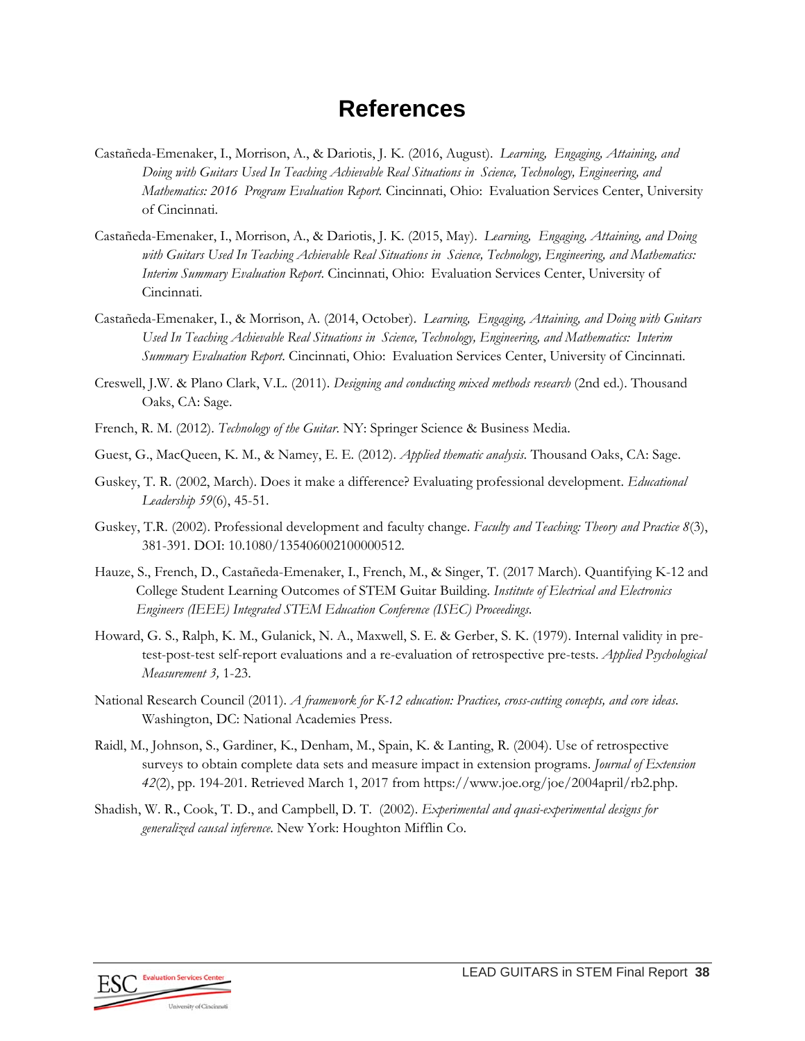# References

Castañeda-Emenaker, I., Morrison, A., & Dariotis, J. K. (2016, August). *Learning, Engaging, Attaining, and Doing with Guitars Used In Teaching Achievable Real Situations in Science, Technology, Engineering, and Mathematics: 2016 Program Evaluation Report.* Cincinnati, Ohio: Evaluation Services Center, University of Cincinnati.

Castañeda-Emenaker, I., Morrison, A., & Dariotis, J. K. (2015, May). *Learning, Engaging, Attaining, and Doing with Guitars Used In Teaching Achievable Real Situations in Science, Technology, Engineering, and Mathematics: Interim Summary Evaluation Report.* Cincinnati, Ohio: Evaluation Services Center, University of Cincinnati.

Castañeda-Emenaker, I., & Morrison, A. (2014, October). *Learning, Engaging, Attaining, and Doing with Guitars Used In Teaching Achievable Real Situations in Science, Technology, Engineering, and Mathematics: Interim Summary Evaluation Report.* Cincinnati, Ohio: Evaluation Services Center, University of Cincinnati.

Creswell, J.W. & Plano Clark, V.L. (2011). *Designing and conducting mixed methods research* (2nd ed.). Thousand Oaks, CA: Sage.

French, R. M. (2012). *Technology of the Guitar.* NY: Springer Science & Business Media.

Guest, G., MacQueen, K. M., & Namey, E. E. (2012). *Applied thematic analysis.* Thousand Oaks, CA: Sage.

Guskey, T. R. (2002, March). Does it make a difference? Evaluating professional development. *Educational Leadership 59*(6), 45-51.

Guskey, T.R. (2002). Professional development and faculty change. *Faculty and Teaching: Theory and Practice 8*(3), 381-391. DOI: 10.1080/135406002100000512.

Hauze, S., French, D., Castañeda-Emenaker, I., French, M., & Singer, T. (2017 March). Quantifying K-12 and College Student Learning Outcomes of STEM Guitar Building. *Institute of Electrical and Electronics Engineers (IEEE) Integrated STEM Education Conference (ISEC) Proceedings.*

Howard, G. S., Ralph, K. M., Gulanick, N. A., Maxwell, S. E. & Gerber, S. K. (1979). Internal validity in pre-test-post-test self-report evaluations and a re-evaluation of retrospective pre-tests. *Applied Psychological Measurement 3,* 1-23.

National Research Council (2011). *A framework for K-12 education: Practices, cross-cutting concepts, and core ideas.* Washington, DC: National Academies Press.

Raidl, M., Johnson, S., Gardiner, K., Denham, M., Spain, K. & Lanting, R. (2004). Use of retrospective surveys to obtain complete data sets and measure impact in extension programs. *Journal of Extension 42*(2), pp. 194-201. Retrieved March 1, 2017 from https://www.joe.org/joe/2004april/rb2.php.

Shadish, W. R., Cook, T. D., and Campbell, D. T. (2002). *Experimental and quasi-experimental designs for generalized causal inference.* New York: Houghton Mifflin Co.